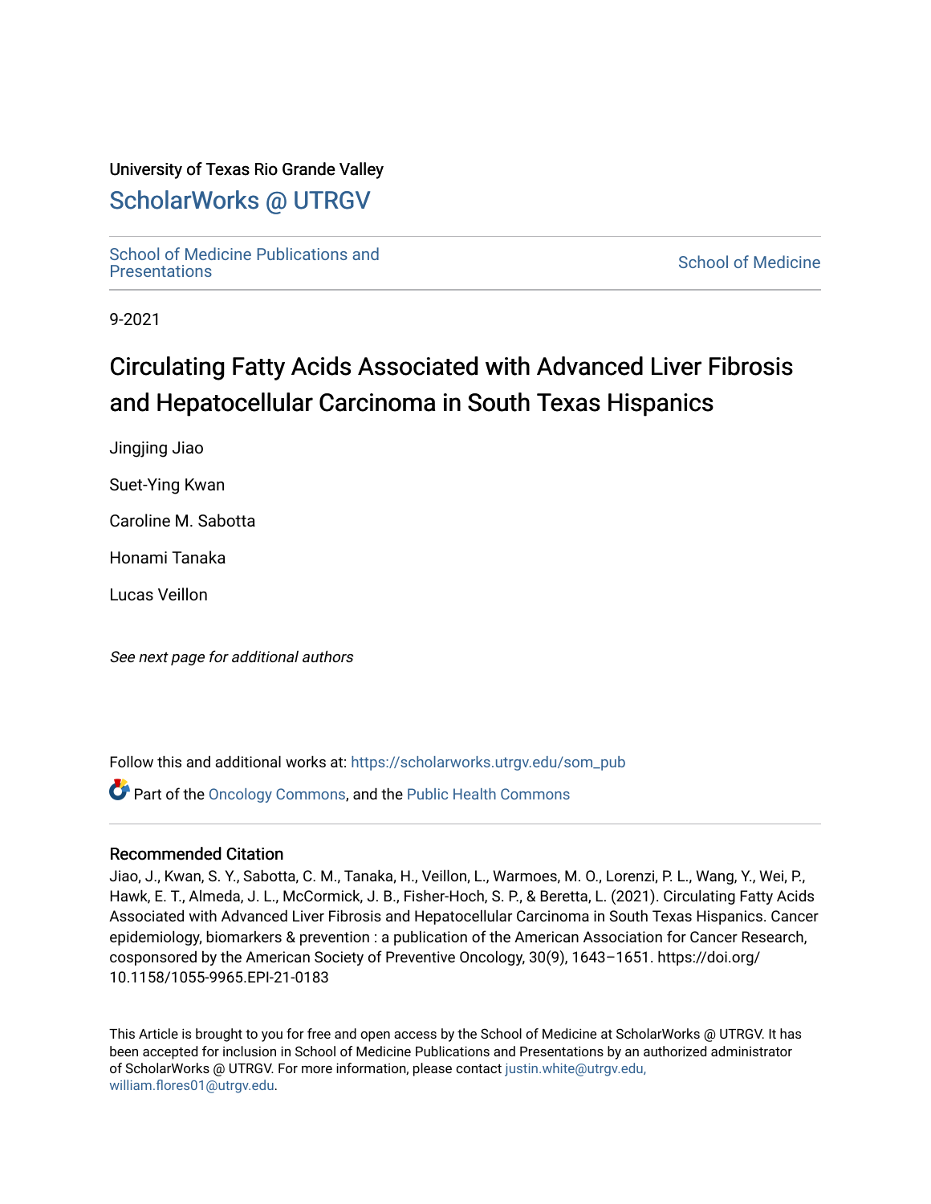University of Texas Rio Grande Valley

# ScholarWorks @ UTRGV

School of Medicine Publications and Presentations

School of Medicine

9-2021

# Circulating Fatty Acids Associated with Advanced Liver Fibrosis and Hepatocellular Carcinoma in South Texas Hispanics

Jingjing Jiao

Suet-Ying Kwan

Caroline M. Sabotta

Honami Tanaka

Lucas Veillon

*See next page for additional authors*

Follow this and additional works at: https://scholarworks.utrgv.edu/som_pub

Part of the Oncology Commons, and the Public Health Commons

## Recommended Citation

Jiao, J., Kwan, S. Y., Sabotta, C. M., Tanaka, H., Veillon, L., Warmoes, M. O., Lorenzi, P. L., Wang, Y., Wei, P., Hawk, E. T., Almeda, J. L., McCormick, J. B., Fisher-Hoch, S. P., & Beretta, L. (2021). Circulating Fatty Acids Associated with Advanced Liver Fibrosis and Hepatocellular Carcinoma in South Texas Hispanics. Cancer epidemiology, biomarkers & prevention : a publication of the American Association for Cancer Research, cosponsored by the American Society of Preventive Oncology, 30(9), 1643–1651. https://doi.org/10.1158/1055-9965.EPI-21-0183

This Article is brought to you for free and open access by the School of Medicine at ScholarWorks @ UTRGV. It has been accepted for inclusion in School of Medicine Publications and Presentations by an authorized administrator of ScholarWorks @ UTRGV. For more information, please contact justin.white@utrgv.edu, william.flores01@utrgv.edu.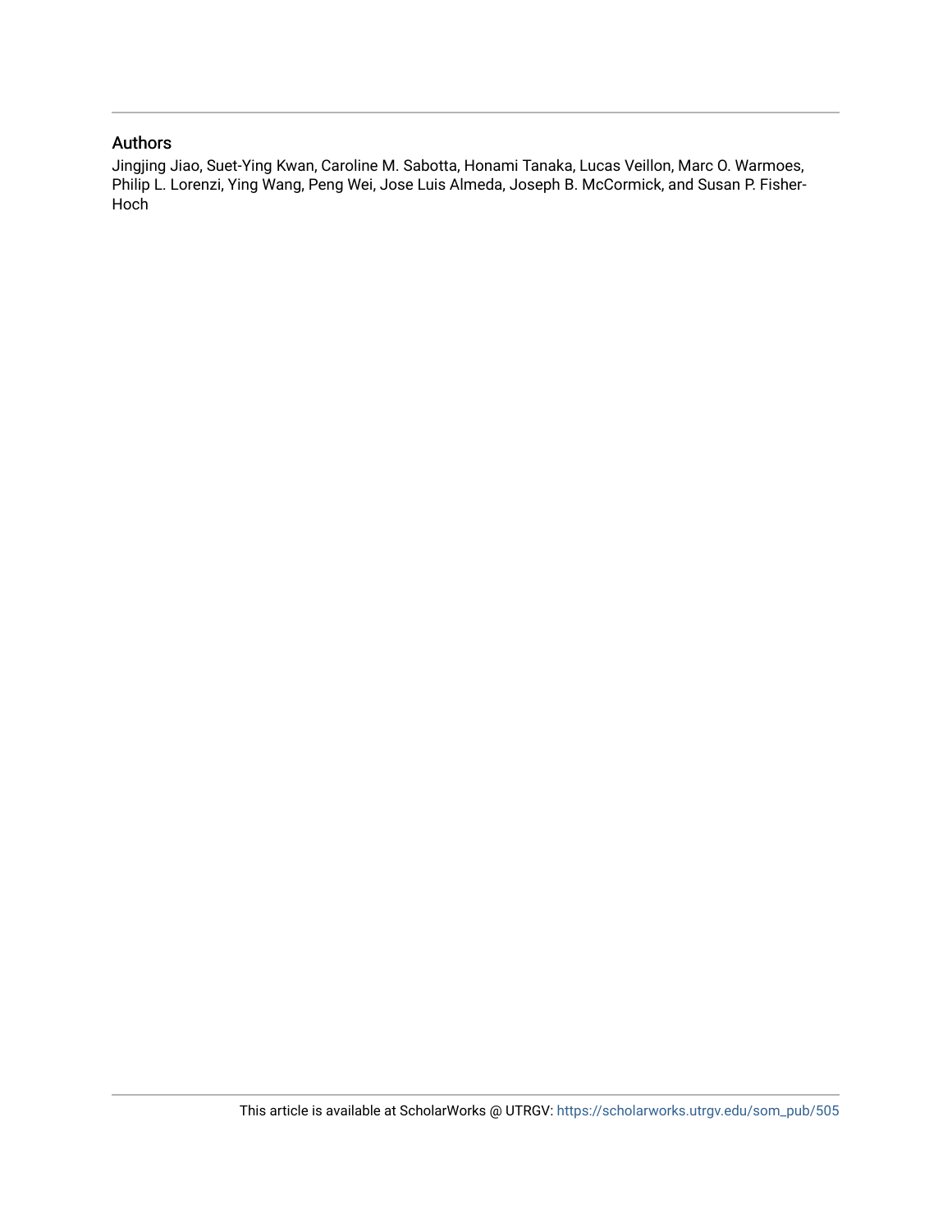## Authors

Jingjing Jiao, Suet-Ying Kwan, Caroline M. Sabotta, Honami Tanaka, Lucas Veillon, Marc O. Warmoes, Philip L. Lorenzi, Ying Wang, Peng Wei, Jose Luis Almeda, Joseph B. McCormick, and Susan P. Fisher-Hoch

This article is available at ScholarWorks @ UTRGV: https://scholarworks.utrgv.edu/som_pub/505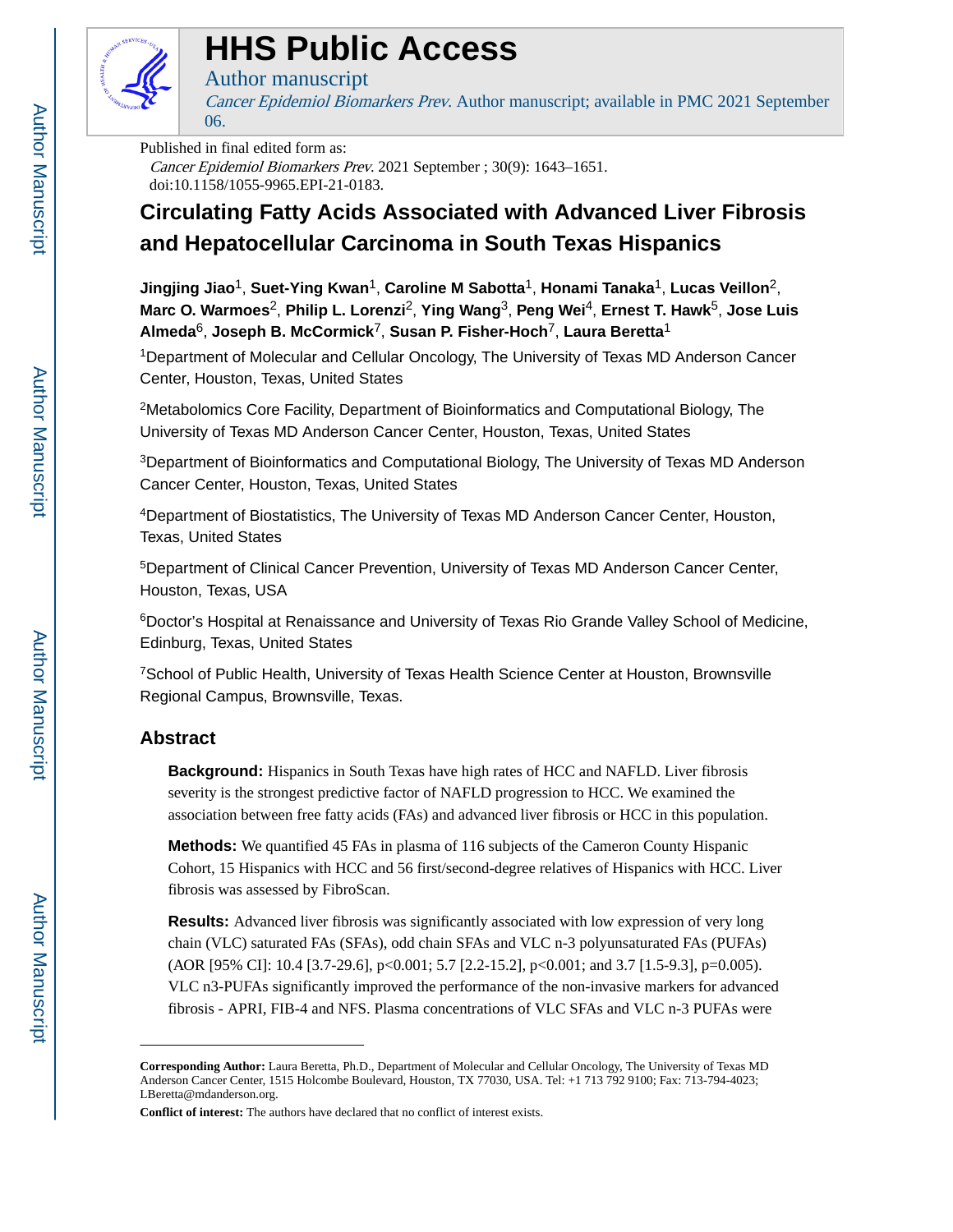# Circulating Fatty Acids Associated with Advanced Liver Fibrosis and Hepatocellular Carcinoma in South Texas Hispanics

**Jingjing Jiao**[1], **Suet-Ying Kwan**[1], **Caroline M Sabotta**[1], **Honami Tanaka**[1], **Lucas Veillon**[2], **Marc O. Warmoes**[2], **Philip L. Lorenzi**[2], **Ying Wang**[3], **Peng Wei**[4], **Ernest T. Hawk**[5], **Jose Luis Almeda**[6], **Joseph B. McCormick**[7], **Susan P. Fisher-Hoch**[7], **Laura Beretta**[1]

[1]Department of Molecular and Cellular Oncology, The University of Texas MD Anderson Cancer Center, Houston, Texas, United States

[2]Metabolomics Core Facility, Department of Bioinformatics and Computational Biology, The University of Texas MD Anderson Cancer Center, Houston, Texas, United States

[3]Department of Bioinformatics and Computational Biology, The University of Texas MD Anderson Cancer Center, Houston, Texas, United States

[4]Department of Biostatistics, The University of Texas MD Anderson Cancer Center, Houston, Texas, United States

[5]Department of Clinical Cancer Prevention, University of Texas MD Anderson Cancer Center, Houston, Texas, USA

[6]Doctor's Hospital at Renaissance and University of Texas Rio Grande Valley School of Medicine, Edinburg, Texas, United States

[7]School of Public Health, University of Texas Health Science Center at Houston, Brownsville Regional Campus, Brownsville, Texas.

## Abstract

**Background:** Hispanics in South Texas have high rates of HCC and NAFLD. Liver fibrosis severity is the strongest predictive factor of NAFLD progression to HCC. We examined the association between free fatty acids (FAs) and advanced liver fibrosis or HCC in this population.

**Methods:** We quantified 45 FAs in plasma of 116 subjects of the Cameron County Hispanic Cohort, 15 Hispanics with HCC and 56 first/second-degree relatives of Hispanics with HCC. Liver fibrosis was assessed by FibroScan.

**Results:** Advanced liver fibrosis was significantly associated with low expression of very long chain (VLC) saturated FAs (SFAs), odd chain SFAs and VLC n-3 polyunsaturated FAs (PUFAs) (AOR [95% CI]: 10.4 [3.7-29.6], p<0.001; 5.7 [2.2-15.2], p<0.001; and 3.7 [1.5-9.3], p=0.005). VLC n3-PUFAs significantly improved the performance of the non-invasive markers for advanced fibrosis - APRI, FIB-4 and NFS. Plasma concentrations of VLC SFAs and VLC n-3 PUFAs were

**Corresponding Author:** Laura Beretta, Ph.D., Department of Molecular and Cellular Oncology, The University of Texas MD Anderson Cancer Center, 1515 Holcombe Boulevard, Houston, TX 77030, USA. Tel: +1 713 792 9100; Fax: 713-794-4023; LBeretta@mdanderson.org.

**Conflict of interest:** The authors have declared that no conflict of interest exists.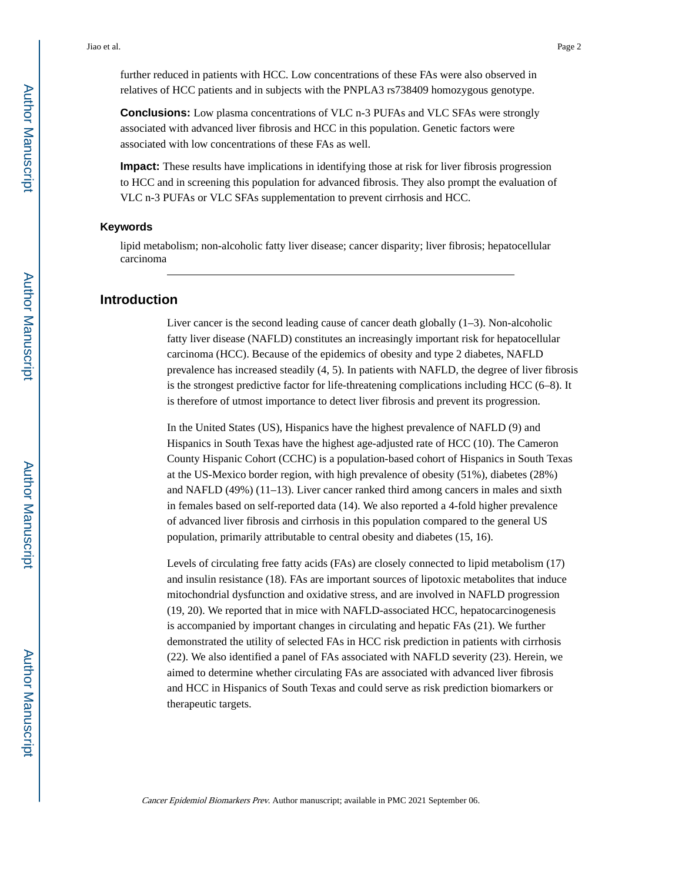further reduced in patients with HCC. Low concentrations of these FAs were also observed in relatives of HCC patients and in subjects with the PNPLA3 rs738409 homozygous genotype.

**Conclusions:** Low plasma concentrations of VLC n-3 PUFAs and VLC SFAs were strongly associated with advanced liver fibrosis and HCC in this population. Genetic factors were associated with low concentrations of these FAs as well.

**Impact:** These results have implications in identifying those at risk for liver fibrosis progression to HCC and in screening this population for advanced fibrosis. They also prompt the evaluation of VLC n-3 PUFAs or VLC SFAs supplementation to prevent cirrhosis and HCC.

### Keywords

lipid metabolism; non-alcoholic fatty liver disease; cancer disparity; liver fibrosis; hepatocellular carcinoma

## Introduction

Liver cancer is the second leading cause of cancer death globally (1–3). Non-alcoholic fatty liver disease (NAFLD) constitutes an increasingly important risk for hepatocellular carcinoma (HCC). Because of the epidemics of obesity and type 2 diabetes, NAFLD prevalence has increased steadily (4, 5). In patients with NAFLD, the degree of liver fibrosis is the strongest predictive factor for life-threatening complications including HCC (6–8). It is therefore of utmost importance to detect liver fibrosis and prevent its progression.

In the United States (US), Hispanics have the highest prevalence of NAFLD (9) and Hispanics in South Texas have the highest age-adjusted rate of HCC (10). The Cameron County Hispanic Cohort (CCHC) is a population-based cohort of Hispanics in South Texas at the US-Mexico border region, with high prevalence of obesity (51%), diabetes (28%) and NAFLD (49%) (11–13). Liver cancer ranked third among cancers in males and sixth in females based on self-reported data (14). We also reported a 4-fold higher prevalence of advanced liver fibrosis and cirrhosis in this population compared to the general US population, primarily attributable to central obesity and diabetes (15, 16).

Levels of circulating free fatty acids (FAs) are closely connected to lipid metabolism (17) and insulin resistance (18). FAs are important sources of lipotoxic metabolites that induce mitochondrial dysfunction and oxidative stress, and are involved in NAFLD progression (19, 20). We reported that in mice with NAFLD-associated HCC, hepatocarcinogenesis is accompanied by important changes in circulating and hepatic FAs (21). We further demonstrated the utility of selected FAs in HCC risk prediction in patients with cirrhosis (22). We also identified a panel of FAs associated with NAFLD severity (23). Herein, we aimed to determine whether circulating FAs are associated with advanced liver fibrosis and HCC in Hispanics of South Texas and could serve as risk prediction biomarkers or therapeutic targets.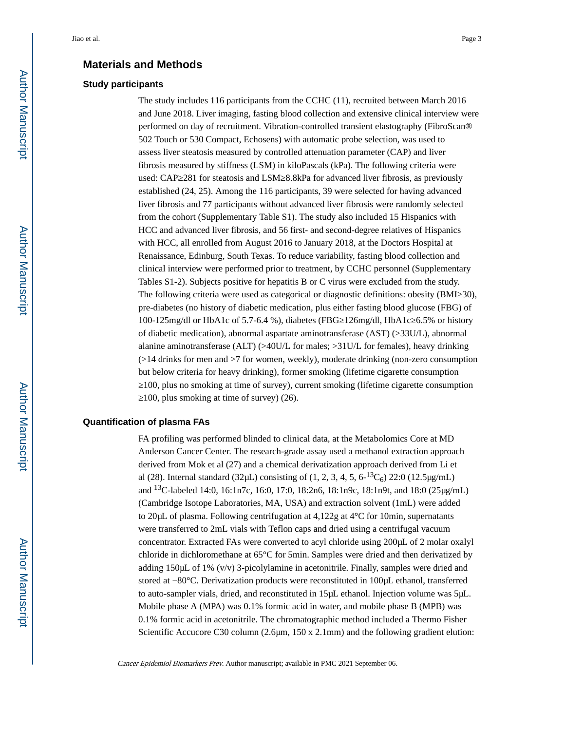## Materials and Methods

### Study participants

The study includes 116 participants from the CCHC (11), recruited between March 2016 and June 2018. Liver imaging, fasting blood collection and extensive clinical interview were performed on day of recruitment. Vibration-controlled transient elastography (FibroScan® 502 Touch or 530 Compact, Echosens) with automatic probe selection, was used to assess liver steatosis measured by controlled attenuation parameter (CAP) and liver fibrosis measured by stiffness (LSM) in kiloPascals (kPa). The following criteria were used: CAP≥281 for steatosis and LSM≥8.8kPa for advanced liver fibrosis, as previously established (24, 25). Among the 116 participants, 39 were selected for having advanced liver fibrosis and 77 participants without advanced liver fibrosis were randomly selected from the cohort (Supplementary Table S1). The study also included 15 Hispanics with HCC and advanced liver fibrosis, and 56 first- and second-degree relatives of Hispanics with HCC, all enrolled from August 2016 to January 2018, at the Doctors Hospital at Renaissance, Edinburg, South Texas. To reduce variability, fasting blood collection and clinical interview were performed prior to treatment, by CCHC personnel (Supplementary Tables S1-2). Subjects positive for hepatitis B or C virus were excluded from the study. The following criteria were used as categorical or diagnostic definitions: obesity (BMI≥30), pre-diabetes (no history of diabetic medication, plus either fasting blood glucose (FBG) of 100-125mg/dl or HbA1c of 5.7-6.4 %), diabetes (FBG≥126mg/dl, HbA1c≥6.5% or history of diabetic medication), abnormal aspartate aminotransferase (AST) (>33U/L), abnormal alanine aminotransferase (ALT) (>40U/L for males; >31U/L for females), heavy drinking (>14 drinks for men and >7 for women, weekly), moderate drinking (non-zero consumption but below criteria for heavy drinking), former smoking (lifetime cigarette consumption ≥100, plus no smoking at time of survey), current smoking (lifetime cigarette consumption ≥100, plus smoking at time of survey) (26).

### Quantification of plasma FAs

FA profiling was performed blinded to clinical data, at the Metabolomics Core at MD Anderson Cancer Center. The research-grade assay used a methanol extraction approach derived from Mok et al (27) and a chemical derivatization approach derived from Li et al (28). Internal standard (32μL) consisting of (1, 2, 3, 4, 5, 6-$^{13}C_6$) 22:0 (12.5μg/mL) and $^{13}$C-labeled 14:0, 16:1n7c, 16:0, 17:0, 18:2n6, 18:1n9c, 18:1n9t, and 18:0 (25μg/mL) (Cambridge Isotope Laboratories, MA, USA) and extraction solvent (1mL) were added to 20μL of plasma. Following centrifugation at 4,122g at 4°C for 10min, supernatants were transferred to 2mL vials with Teflon caps and dried using a centrifugal vacuum concentrator. Extracted FAs were converted to acyl chloride using 200μL of 2 molar oxalyl chloride in dichloromethane at 65°C for 5min. Samples were dried and then derivatized by adding 150μL of 1% (v/v) 3-picolylamine in acetonitrile. Finally, samples were dried and stored at −80°C. Derivatization products were reconstituted in 100μL ethanol, transferred to auto-sampler vials, dried, and reconstituted in 15μL ethanol. Injection volume was 5μL. Mobile phase A (MPA) was 0.1% formic acid in water, and mobile phase B (MPB) was 0.1% formic acid in acetonitrile. The chromatographic method included a Thermo Fisher Scientific Accucore C30 column (2.6μm, 150 x 2.1mm) and the following gradient elution: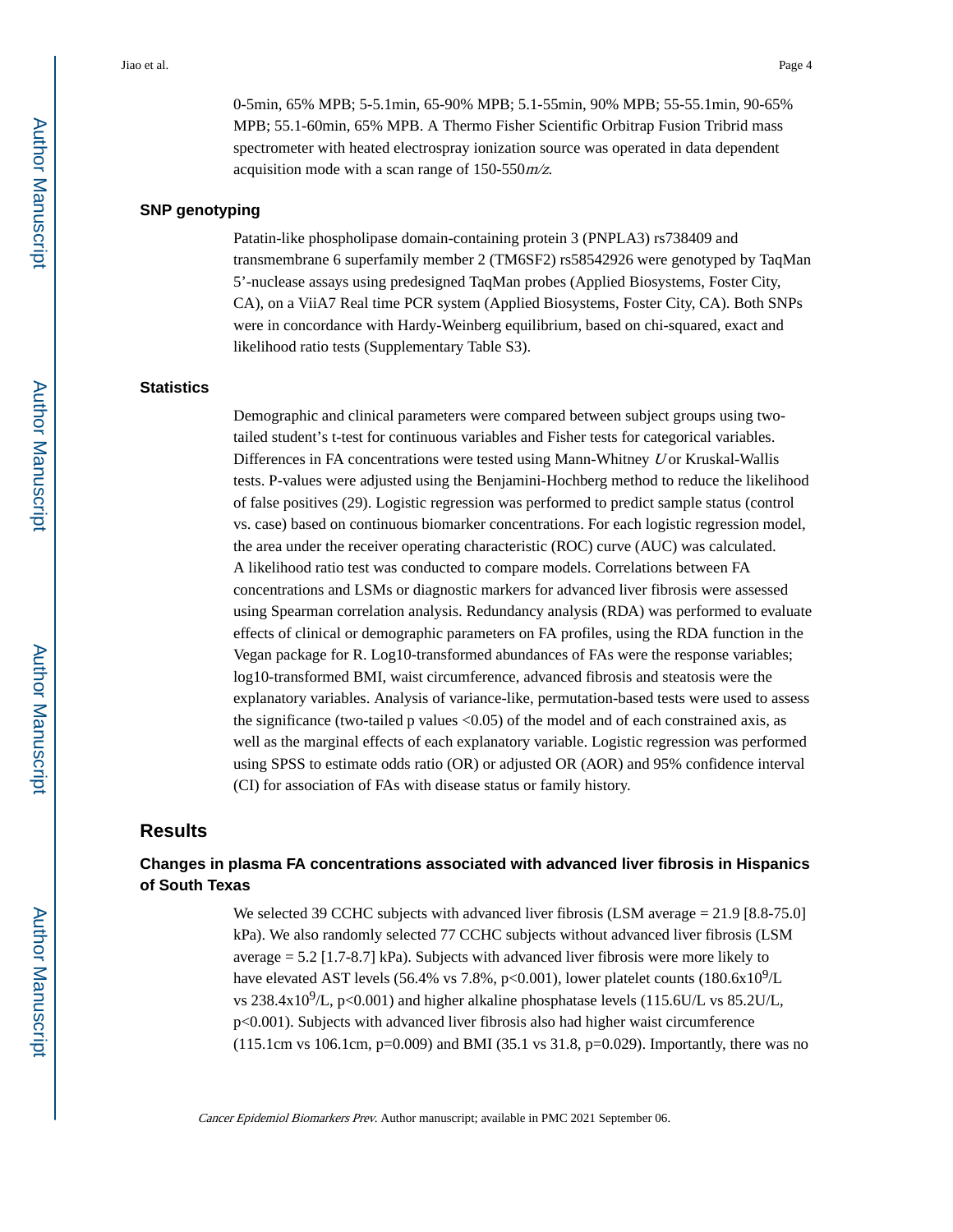0-5min, 65% MPB; 5-5.1min, 65-90% MPB; 5.1-55min, 90% MPB; 55-55.1min, 90-65% MPB; 55.1-60min, 65% MPB. A Thermo Fisher Scientific Orbitrap Fusion Tribrid mass spectrometer with heated electrospray ionization source was operated in data dependent acquisition mode with a scan range of 150-550*m/z*.

### SNP genotyping

Patatin-like phospholipase domain-containing protein 3 (PNPLA3) rs738409 and transmembrane 6 superfamily member 2 (TM6SF2) rs58542926 were genotyped by TaqMan 5'-nuclease assays using predesigned TaqMan probes (Applied Biosystems, Foster City, CA), on a ViiA7 Real time PCR system (Applied Biosystems, Foster City, CA). Both SNPs were in concordance with Hardy-Weinberg equilibrium, based on chi-squared, exact and likelihood ratio tests (Supplementary Table S3).

### Statistics

Demographic and clinical parameters were compared between subject groups using two-tailed student's t-test for continuous variables and Fisher tests for categorical variables. Differences in FA concentrations were tested using Mann-Whitney *U* or Kruskal-Wallis tests. P-values were adjusted using the Benjamini-Hochberg method to reduce the likelihood of false positives (29). Logistic regression was performed to predict sample status (control vs. case) based on continuous biomarker concentrations. For each logistic regression model, the area under the receiver operating characteristic (ROC) curve (AUC) was calculated. A likelihood ratio test was conducted to compare models. Correlations between FA concentrations and LSMs or diagnostic markers for advanced liver fibrosis were assessed using Spearman correlation analysis. Redundancy analysis (RDA) was performed to evaluate effects of clinical or demographic parameters on FA profiles, using the RDA function in the Vegan package for R. Log10-transformed abundances of FAs were the response variables; log10-transformed BMI, waist circumference, advanced fibrosis and steatosis were the explanatory variables. Analysis of variance-like, permutation-based tests were used to assess the significance (two-tailed p values $<0.05$) of the model and of each constrained axis, as well as the marginal effects of each explanatory variable. Logistic regression was performed using SPSS to estimate odds ratio (OR) or adjusted OR (AOR) and 95% confidence interval (CI) for association of FAs with disease status or family history.

## Results

### Changes in plasma FA concentrations associated with advanced liver fibrosis in Hispanics of South Texas

We selected 39 CCHC subjects with advanced liver fibrosis (LSM average = 21.9 [8.8-75.0] kPa). We also randomly selected 77 CCHC subjects without advanced liver fibrosis (LSM average = 5.2 [1.7-8.7] kPa). Subjects with advanced liver fibrosis were more likely to have elevated AST levels (56.4% vs 7.8%, p<0.001), lower platelet counts ($180.6 \times 10^9$/L vs $238.4 \times 10^9$/L, p<0.001) and higher alkaline phosphatase levels (115.6U/L vs 85.2U/L, p<0.001). Subjects with advanced liver fibrosis also had higher waist circumference (115.1cm vs 106.1cm, p=0.009) and BMI (35.1 vs 31.8, p=0.029). Importantly, there was no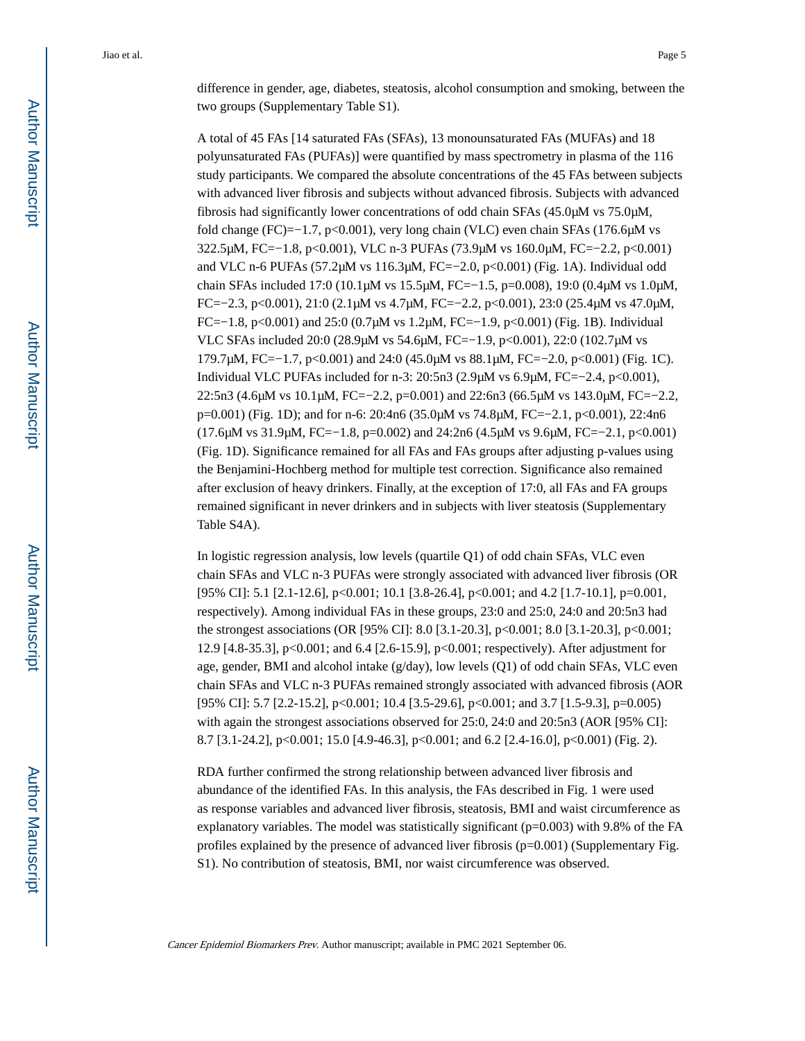difference in gender, age, diabetes, steatosis, alcohol consumption and smoking, between the two groups (Supplementary Table S1).

A total of 45 FAs [14 saturated FAs (SFAs), 13 monounsaturated FAs (MUFAs) and 18 polyunsaturated FAs (PUFAs)] were quantified by mass spectrometry in plasma of the 116 study participants. We compared the absolute concentrations of the 45 FAs between subjects with advanced liver fibrosis and subjects without advanced fibrosis. Subjects with advanced fibrosis had significantly lower concentrations of odd chain SFAs (45.0μM vs 75.0μM, fold change (FC)=−1.7, p<0.001), very long chain (VLC) even chain SFAs (176.6μM vs 322.5μM, FC=−1.8, p<0.001), VLC n-3 PUFAs (73.9μM vs 160.0μM, FC=−2.2, p<0.001) and VLC n-6 PUFAs (57.2μM vs 116.3μM, FC=−2.0, p<0.001) (Fig. 1A). Individual odd chain SFAs included 17:0 (10.1μM vs 15.5μM, FC=−1.5, p=0.008), 19:0 (0.4μM vs 1.0μM, FC=−2.3, p<0.001), 21:0 (2.1μM vs 4.7μM, FC=−2.2, p<0.001), 23:0 (25.4μM vs 47.0μM, FC=−1.8, p<0.001) and 25:0 (0.7μM vs 1.2μM, FC=−1.9, p<0.001) (Fig. 1B). Individual VLC SFAs included 20:0 (28.9μM vs 54.6μM, FC=−1.9, p<0.001), 22:0 (102.7μM vs 179.7μM, FC=−1.7, p<0.001) and 24:0 (45.0μM vs 88.1μM, FC=−2.0, p<0.001) (Fig. 1C). Individual VLC PUFAs included for n-3: 20:5n3 (2.9μM vs 6.9μM, FC=−2.4, p<0.001), 22:5n3 (4.6μM vs 10.1μM, FC=−2.2, p=0.001) and 22:6n3 (66.5μM vs 143.0μM, FC=−2.2, p=0.001) (Fig. 1D); and for n-6: 20:4n6 (35.0μM vs 74.8μM, FC=−2.1, p<0.001), 22:4n6 (17.6μM vs 31.9μM, FC=−1.8, p=0.002) and 24:2n6 (4.5μM vs 9.6μM, FC=−2.1, p<0.001) (Fig. 1D). Significance remained for all FAs and FAs groups after adjusting p-values using the Benjamini-Hochberg method for multiple test correction. Significance also remained after exclusion of heavy drinkers. Finally, at the exception of 17:0, all FAs and FA groups remained significant in never drinkers and in subjects with liver steatosis (Supplementary Table S4A).

In logistic regression analysis, low levels (quartile Q1) of odd chain SFAs, VLC even chain SFAs and VLC n-3 PUFAs were strongly associated with advanced liver fibrosis (OR [95% CI]: 5.1 [2.1-12.6], p<0.001; 10.1 [3.8-26.4], p<0.001; and 4.2 [1.7-10.1], p=0.001, respectively). Among individual FAs in these groups, 23:0 and 25:0, 24:0 and 20:5n3 had the strongest associations (OR [95% CI]: 8.0 [3.1-20.3], p<0.001; 8.0 [3.1-20.3], p<0.001; 12.9 [4.8-35.3], p<0.001; and 6.4 [2.6-15.9], p<0.001; respectively). After adjustment for age, gender, BMI and alcohol intake (g/day), low levels (Q1) of odd chain SFAs, VLC even chain SFAs and VLC n-3 PUFAs remained strongly associated with advanced fibrosis (AOR [95% CI]: 5.7 [2.2-15.2], p<0.001; 10.4 [3.5-29.6], p<0.001; and 3.7 [1.5-9.3], p=0.005) with again the strongest associations observed for 25:0, 24:0 and 20:5n3 (AOR [95% CI]: 8.7 [3.1-24.2], p<0.001; 15.0 [4.9-46.3], p<0.001; and 6.2 [2.4-16.0], p<0.001) (Fig. 2).

RDA further confirmed the strong relationship between advanced liver fibrosis and abundance of the identified FAs. In this analysis, the FAs described in Fig. 1 were used as response variables and advanced liver fibrosis, steatosis, BMI and waist circumference as explanatory variables. The model was statistically significant (p=0.003) with 9.8% of the FA profiles explained by the presence of advanced liver fibrosis (p=0.001) (Supplementary Fig. S1). No contribution of steatosis, BMI, nor waist circumference was observed.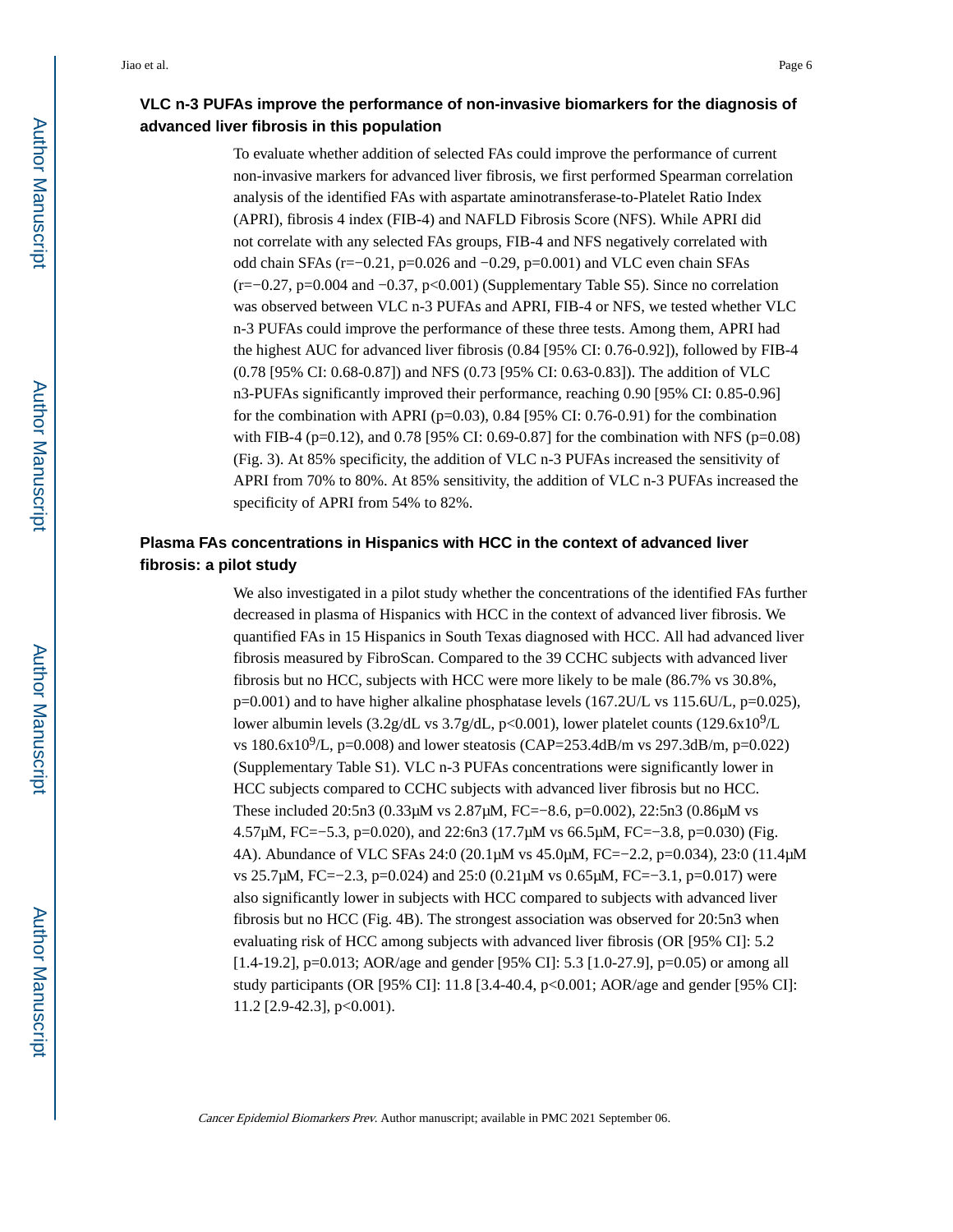### VLC n-3 PUFAs improve the performance of non-invasive biomarkers for the diagnosis of advanced liver fibrosis in this population

To evaluate whether addition of selected FAs could improve the performance of current non-invasive markers for advanced liver fibrosis, we first performed Spearman correlation analysis of the identified FAs with aspartate aminotransferase-to-Platelet Ratio Index (APRI), fibrosis 4 index (FIB-4) and NAFLD Fibrosis Score (NFS). While APRI did not correlate with any selected FAs groups, FIB-4 and NFS negatively correlated with odd chain SFAs ($r=-0.21$, $p=0.026$ and $-0.29$, $p=0.001$) and VLC even chain SFAs ($r=-0.27$, $p=0.004$ and $-0.37$, $p<0.001$) (Supplementary Table S5). Since no correlation was observed between VLC n-3 PUFAs and APRI, FIB-4 or NFS, we tested whether VLC n-3 PUFAs could improve the performance of these three tests. Among them, APRI had the highest AUC for advanced liver fibrosis (0.84 [95% CI: 0.76-0.92]), followed by FIB-4 (0.78 [95% CI: 0.68-0.87]) and NFS (0.73 [95% CI: 0.63-0.83]). The addition of VLC n3-PUFAs significantly improved their performance, reaching 0.90 [95% CI: 0.85-0.96] for the combination with APRI ($p=0.03$), 0.84 [95% CI: 0.76-0.91) for the combination with FIB-4 ($p=0.12$), and 0.78 [95% CI: 0.69-0.87] for the combination with NFS ($p=0.08$) (Fig. 3). At 85% specificity, the addition of VLC n-3 PUFAs increased the sensitivity of APRI from 70% to 80%. At 85% sensitivity, the addition of VLC n-3 PUFAs increased the specificity of APRI from 54% to 82%.

### Plasma FAs concentrations in Hispanics with HCC in the context of advanced liver fibrosis: a pilot study

We also investigated in a pilot study whether the concentrations of the identified FAs further decreased in plasma of Hispanics with HCC in the context of advanced liver fibrosis. We quantified FAs in 15 Hispanics in South Texas diagnosed with HCC. All had advanced liver fibrosis measured by FibroScan. Compared to the 39 CCHC subjects with advanced liver fibrosis but no HCC, subjects with HCC were more likely to be male (86.7% vs 30.8%, $p=0.001$) and to have higher alkaline phosphatase levels (167.2U/L vs 115.6U/L, $p=0.025$), lower albumin levels (3.2g/dL vs 3.7g/dL, $p<0.001$), lower platelet counts ($129.6\times10^9$/L vs $180.6\times10^9$/L, $p=0.008$) and lower steatosis (CAP=253.4dB/m vs 297.3dB/m, $p=0.022$) (Supplementary Table S1). VLC n-3 PUFAs concentrations were significantly lower in HCC subjects compared to CCHC subjects with advanced liver fibrosis but no HCC. These included 20:5n3 (0.33μM vs 2.87μM, FC=−8.6, $p=0.002$), 22:5n3 (0.86μM vs 4.57μM, FC=−5.3, $p=0.020$), and 22:6n3 (17.7μM vs 66.5μM, FC=−3.8, $p=0.030$) (Fig. 4A). Abundance of VLC SFAs 24:0 (20.1μM vs 45.0μM, FC=−2.2, $p=0.034$), 23:0 (11.4μM vs 25.7μM, FC=−2.3, $p=0.024$) and 25:0 (0.21μM vs 0.65μM, FC=−3.1, $p=0.017$) were also significantly lower in subjects with HCC compared to subjects with advanced liver fibrosis but no HCC (Fig. 4B). The strongest association was observed for 20:5n3 when evaluating risk of HCC among subjects with advanced liver fibrosis (OR [95% CI]: 5.2 [1.4-19.2], $p=0.013$; AOR/age and gender [95% CI]: 5.3 [1.0-27.9], $p=0.05$) or among all study participants (OR [95% CI]: 11.8 [3.4-40.4, $p<0.001$; AOR/age and gender [95% CI]: 11.2 [2.9-42.3], $p<0.001$).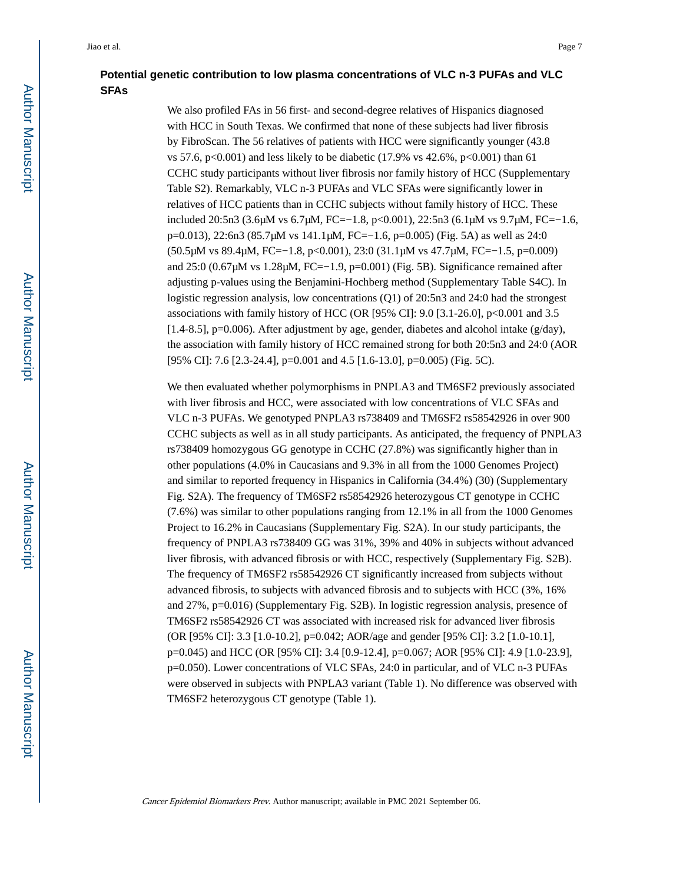## Potential genetic contribution to low plasma concentrations of VLC n-3 PUFAs and VLC SFAs

We also profiled FAs in 56 first- and second-degree relatives of Hispanics diagnosed with HCC in South Texas. We confirmed that none of these subjects had liver fibrosis by FibroScan. The 56 relatives of patients with HCC were significantly younger (43.8 vs 57.6, $p<0.001$) and less likely to be diabetic (17.9% vs 42.6%, $p<0.001$) than 61 CCHC study participants without liver fibrosis nor family history of HCC (Supplementary Table S2). Remarkably, VLC n-3 PUFAs and VLC SFAs were significantly lower in relatives of HCC patients than in CCHC subjects without family history of HCC. These included 20:5n3 (3.6μM vs 6.7μM, FC=−1.8, $p<0.001$), 22:5n3 (6.1μM vs 9.7μM, FC=−1.6, $p=0.013$), 22:6n3 (85.7μM vs 141.1μM, FC=−1.6, $p=0.005$) (Fig. 5A) as well as 24:0 (50.5μM vs 89.4μM, FC=−1.8, $p<0.001$), 23:0 (31.1μM vs 47.7μM, FC=−1.5, $p=0.009$) and 25:0 (0.67μM vs 1.28μM, FC=−1.9, $p=0.001$) (Fig. 5B). Significance remained after adjusting p-values using the Benjamini-Hochberg method (Supplementary Table S4C). In logistic regression analysis, low concentrations (Q1) of 20:5n3 and 24:0 had the strongest associations with family history of HCC (OR [95% CI]: 9.0 [3.1-26.0], $p<0.001$ and 3.5 [1.4-8.5], $p=0.006$). After adjustment by age, gender, diabetes and alcohol intake (g/day), the association with family history of HCC remained strong for both 20:5n3 and 24:0 (AOR [95% CI]: 7.6 [2.3-24.4], $p=0.001$ and 4.5 [1.6-13.0], $p=0.005$) (Fig. 5C).

We then evaluated whether polymorphisms in PNPLA3 and TM6SF2 previously associated with liver fibrosis and HCC, were associated with low concentrations of VLC SFAs and VLC n-3 PUFAs. We genotyped PNPLA3 rs738409 and TM6SF2 rs58542926 in over 900 CCHC subjects as well as in all study participants. As anticipated, the frequency of PNPLA3 rs738409 homozygous GG genotype in CCHC (27.8%) was significantly higher than in other populations (4.0% in Caucasians and 9.3% in all from the 1000 Genomes Project) and similar to reported frequency in Hispanics in California (34.4%) (30) (Supplementary Fig. S2A). The frequency of TM6SF2 rs58542926 heterozygous CT genotype in CCHC (7.6%) was similar to other populations ranging from 12.1% in all from the 1000 Genomes Project to 16.2% in Caucasians (Supplementary Fig. S2A). In our study participants, the frequency of PNPLA3 rs738409 GG was 31%, 39% and 40% in subjects without advanced liver fibrosis, with advanced fibrosis or with HCC, respectively (Supplementary Fig. S2B). The frequency of TM6SF2 rs58542926 CT significantly increased from subjects without advanced fibrosis, to subjects with advanced fibrosis and to subjects with HCC (3%, 16% and 27%, $p=0.016$) (Supplementary Fig. S2B). In logistic regression analysis, presence of TM6SF2 rs58542926 CT was associated with increased risk for advanced liver fibrosis (OR [95% CI]: 3.3 [1.0-10.2], $p=0.042$; AOR/age and gender [95% CI]: 3.2 [1.0-10.1], $p=0.045$) and HCC (OR [95% CI]: 3.4 [0.9-12.4], $p=0.067$; AOR [95% CI]: 4.9 [1.0-23.9], $p=0.050$). Lower concentrations of VLC SFAs, 24:0 in particular, and of VLC n-3 PUFAs were observed in subjects with PNPLA3 variant (Table 1). No difference was observed with TM6SF2 heterozygous CT genotype (Table 1).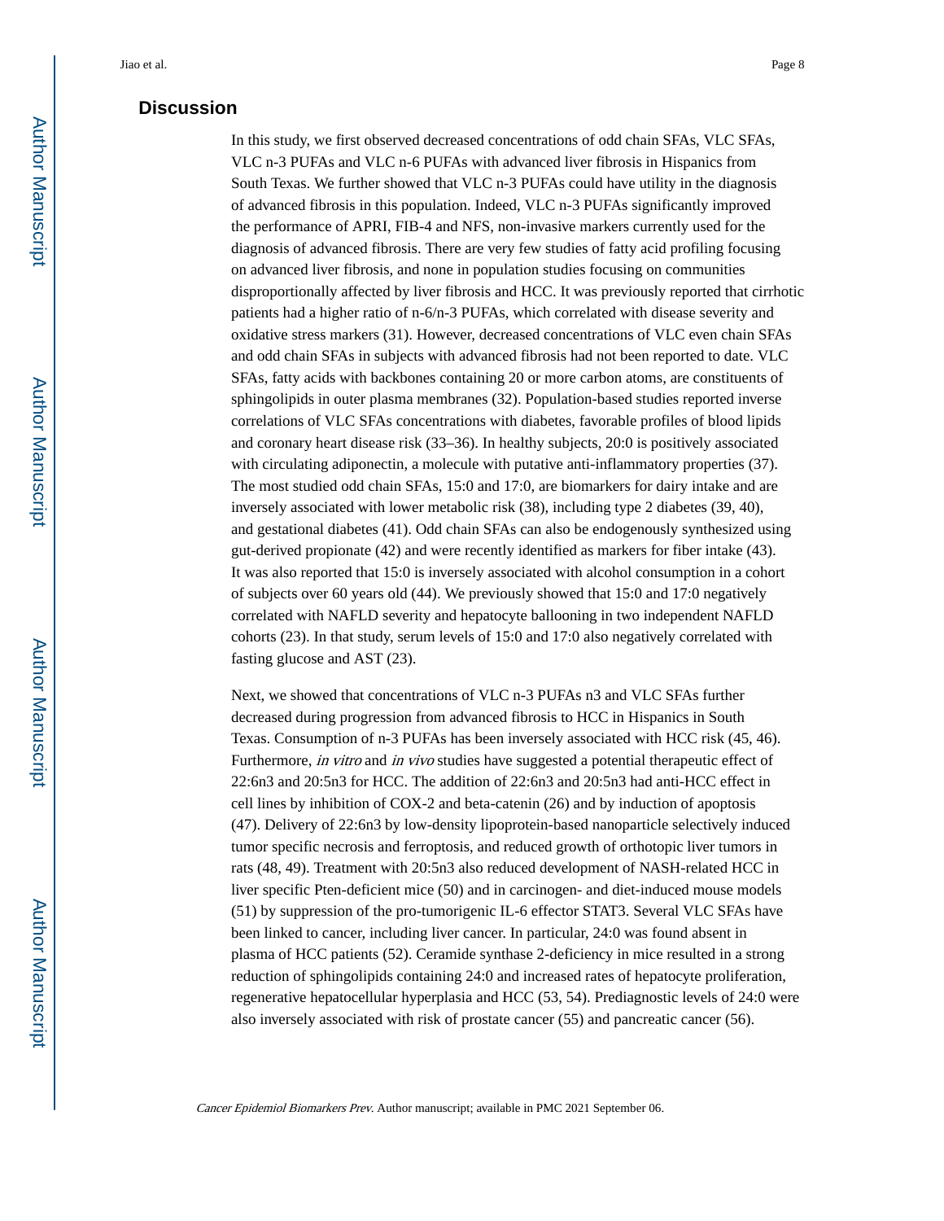## Discussion

In this study, we first observed decreased concentrations of odd chain SFAs, VLC SFAs, VLC n-3 PUFAs and VLC n-6 PUFAs with advanced liver fibrosis in Hispanics from South Texas. We further showed that VLC n-3 PUFAs could have utility in the diagnosis of advanced fibrosis in this population. Indeed, VLC n-3 PUFAs significantly improved the performance of APRI, FIB-4 and NFS, non-invasive markers currently used for the diagnosis of advanced fibrosis. There are very few studies of fatty acid profiling focusing on advanced liver fibrosis, and none in population studies focusing on communities disproportionally affected by liver fibrosis and HCC. It was previously reported that cirrhotic patients had a higher ratio of n-6/n-3 PUFAs, which correlated with disease severity and oxidative stress markers (31). However, decreased concentrations of VLC even chain SFAs and odd chain SFAs in subjects with advanced fibrosis had not been reported to date. VLC SFAs, fatty acids with backbones containing 20 or more carbon atoms, are constituents of sphingolipids in outer plasma membranes (32). Population-based studies reported inverse correlations of VLC SFAs concentrations with diabetes, favorable profiles of blood lipids and coronary heart disease risk (33–36). In healthy subjects, 20:0 is positively associated with circulating adiponectin, a molecule with putative anti-inflammatory properties (37). The most studied odd chain SFAs, 15:0 and 17:0, are biomarkers for dairy intake and are inversely associated with lower metabolic risk (38), including type 2 diabetes (39, 40), and gestational diabetes (41). Odd chain SFAs can also be endogenously synthesized using gut-derived propionate (42) and were recently identified as markers for fiber intake (43). It was also reported that 15:0 is inversely associated with alcohol consumption in a cohort of subjects over 60 years old (44). We previously showed that 15:0 and 17:0 negatively correlated with NAFLD severity and hepatocyte ballooning in two independent NAFLD cohorts (23). In that study, serum levels of 15:0 and 17:0 also negatively correlated with fasting glucose and AST (23).

Next, we showed that concentrations of VLC n-3 PUFAs n3 and VLC SFAs further decreased during progression from advanced fibrosis to HCC in Hispanics in South Texas. Consumption of n-3 PUFAs has been inversely associated with HCC risk (45, 46). Furthermore, *in vitro* and *in vivo* studies have suggested a potential therapeutic effect of 22:6n3 and 20:5n3 for HCC. The addition of 22:6n3 and 20:5n3 had anti-HCC effect in cell lines by inhibition of COX-2 and beta-catenin (26) and by induction of apoptosis (47). Delivery of 22:6n3 by low-density lipoprotein-based nanoparticle selectively induced tumor specific necrosis and ferroptosis, and reduced growth of orthotopic liver tumors in rats (48, 49). Treatment with 20:5n3 also reduced development of NASH-related HCC in liver specific Pten-deficient mice (50) and in carcinogen- and diet-induced mouse models (51) by suppression of the pro-tumorigenic IL-6 effector STAT3. Several VLC SFAs have been linked to cancer, including liver cancer. In particular, 24:0 was found absent in plasma of HCC patients (52). Ceramide synthase 2-deficiency in mice resulted in a strong reduction of sphingolipids containing 24:0 and increased rates of hepatocyte proliferation, regenerative hepatocellular hyperplasia and HCC (53, 54). Prediagnostic levels of 24:0 were also inversely associated with risk of prostate cancer (55) and pancreatic cancer (56).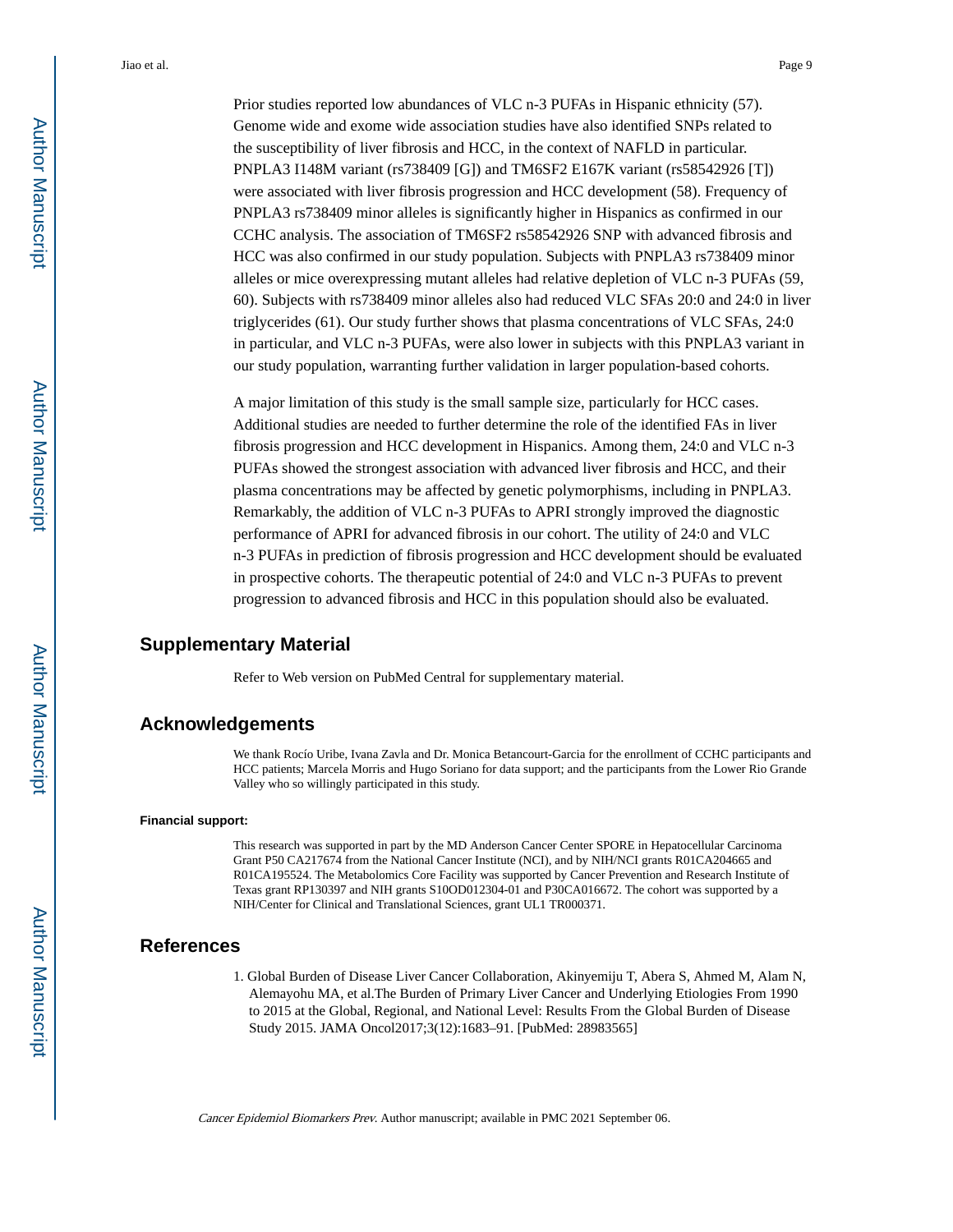Prior studies reported low abundances of VLC n-3 PUFAs in Hispanic ethnicity (57). Genome wide and exome wide association studies have also identified SNPs related to the susceptibility of liver fibrosis and HCC, in the context of NAFLD in particular. PNPLA3 I148M variant (rs738409 [G]) and TM6SF2 E167K variant (rs58542926 [T]) were associated with liver fibrosis progression and HCC development (58). Frequency of PNPLA3 rs738409 minor alleles is significantly higher in Hispanics as confirmed in our CCHC analysis. The association of TM6SF2 rs58542926 SNP with advanced fibrosis and HCC was also confirmed in our study population. Subjects with PNPLA3 rs738409 minor alleles or mice overexpressing mutant alleles had relative depletion of VLC n-3 PUFAs (59, 60). Subjects with rs738409 minor alleles also had reduced VLC SFAs 20:0 and 24:0 in liver triglycerides (61). Our study further shows that plasma concentrations of VLC SFAs, 24:0 in particular, and VLC n-3 PUFAs, were also lower in subjects with this PNPLA3 variant in our study population, warranting further validation in larger population-based cohorts.

A major limitation of this study is the small sample size, particularly for HCC cases. Additional studies are needed to further determine the role of the identified FAs in liver fibrosis progression and HCC development in Hispanics. Among them, 24:0 and VLC n-3 PUFAs showed the strongest association with advanced liver fibrosis and HCC, and their plasma concentrations may be affected by genetic polymorphisms, including in PNPLA3. Remarkably, the addition of VLC n-3 PUFAs to APRI strongly improved the diagnostic performance of APRI for advanced fibrosis in our cohort. The utility of 24:0 and VLC n-3 PUFAs in prediction of fibrosis progression and HCC development should be evaluated in prospective cohorts. The therapeutic potential of 24:0 and VLC n-3 PUFAs to prevent progression to advanced fibrosis and HCC in this population should also be evaluated.

## Supplementary Material

Refer to Web version on PubMed Central for supplementary material.

## Acknowledgements

We thank Rocío Uribe, Ivana Zavla and Dr. Monica Betancourt-Garcia for the enrollment of CCHC participants and HCC patients; Marcela Morris and Hugo Soriano for data support; and the participants from the Lower Rio Grande Valley who so willingly participated in this study.

#### Financial support:

This research was supported in part by the MD Anderson Cancer Center SPORE in Hepatocellular Carcinoma Grant P50 CA217674 from the National Cancer Institute (NCI), and by NIH/NCI grants R01CA204665 and R01CA195524. The Metabolomics Core Facility was supported by Cancer Prevention and Research Institute of Texas grant RP130397 and NIH grants S10OD012304-01 and P30CA016672. The cohort was supported by a NIH/Center for Clinical and Translational Sciences, grant UL1 TR000371.

## References

1. Global Burden of Disease Liver Cancer Collaboration, Akinyemiju T, Abera S, Ahmed M, Alam N, Alemayohu MA, et al.The Burden of Primary Liver Cancer and Underlying Etiologies From 1990 to 2015 at the Global, Regional, and National Level: Results From the Global Burden of Disease Study 2015. JAMA Oncol2017;3(12):1683–91. [PubMed: 28983565]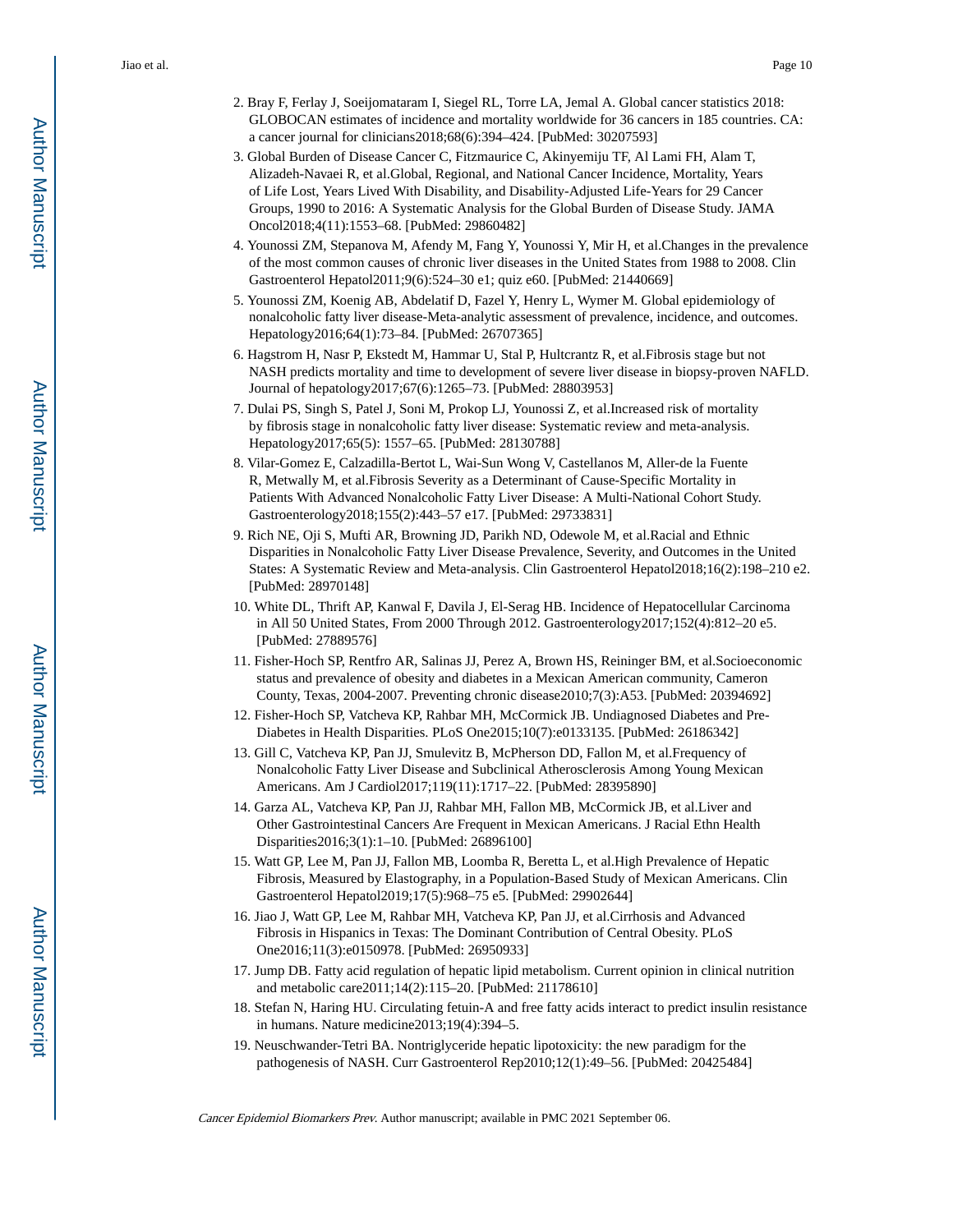2. Bray F, Ferlay J, Soeijomataram I, Siegel RL, Torre LA, Jemal A. Global cancer statistics 2018: GLOBOCAN estimates of incidence and mortality worldwide for 36 cancers in 185 countries. CA: a cancer journal for clinicians2018;68(6):394–424. [PubMed: 30207593]
3. Global Burden of Disease Cancer C, Fitzmaurice C, Akinyemiju TF, Al Lami FH, Alam T, Alizadeh-Navaei R, et al.Global, Regional, and National Cancer Incidence, Mortality, Years of Life Lost, Years Lived With Disability, and Disability-Adjusted Life-Years for 29 Cancer Groups, 1990 to 2016: A Systematic Analysis for the Global Burden of Disease Study. JAMA Oncol2018;4(11):1553–68. [PubMed: 29860482]
4. Younossi ZM, Stepanova M, Afendy M, Fang Y, Younossi Y, Mir H, et al.Changes in the prevalence of the most common causes of chronic liver diseases in the United States from 1988 to 2008. Clin Gastroenterol Hepatol2011;9(6):524–30 e1; quiz e60. [PubMed: 21440669]
5. Younossi ZM, Koenig AB, Abdelatif D, Fazel Y, Henry L, Wymer M. Global epidemiology of nonalcoholic fatty liver disease-Meta-analytic assessment of prevalence, incidence, and outcomes. Hepatology2016;64(1):73–84. [PubMed: 26707365]
6. Hagstrom H, Nasr P, Ekstedt M, Hammar U, Stal P, Hultcrantz R, et al.Fibrosis stage but not NASH predicts mortality and time to development of severe liver disease in biopsy-proven NAFLD. Journal of hepatology2017;67(6):1265–73. [PubMed: 28803953]
7. Dulai PS, Singh S, Patel J, Soni M, Prokop LJ, Younossi Z, et al.Increased risk of mortality by fibrosis stage in nonalcoholic fatty liver disease: Systematic review and meta-analysis. Hepatology2017;65(5): 1557–65. [PubMed: 28130788]
8. Vilar-Gomez E, Calzadilla-Bertot L, Wai-Sun Wong V, Castellanos M, Aller-de la Fuente R, Metwally M, et al.Fibrosis Severity as a Determinant of Cause-Specific Mortality in Patients With Advanced Nonalcoholic Fatty Liver Disease: A Multi-National Cohort Study. Gastroenterology2018;155(2):443–57 e17. [PubMed: 29733831]
9. Rich NE, Oji S, Mufti AR, Browning JD, Parikh ND, Odewole M, et al.Racial and Ethnic Disparities in Nonalcoholic Fatty Liver Disease Prevalence, Severity, and Outcomes in the United States: A Systematic Review and Meta-analysis. Clin Gastroenterol Hepatol2018;16(2):198–210 e2. [PubMed: 28970148]
10. White DL, Thrift AP, Kanwal F, Davila J, El-Serag HB. Incidence of Hepatocellular Carcinoma in All 50 United States, From 2000 Through 2012. Gastroenterology2017;152(4):812–20 e5. [PubMed: 27889576]
11. Fisher-Hoch SP, Rentfro AR, Salinas JJ, Perez A, Brown HS, Reininger BM, et al.Socioeconomic status and prevalence of obesity and diabetes in a Mexican American community, Cameron County, Texas, 2004-2007. Preventing chronic disease2010;7(3):A53. [PubMed: 20394692]
12. Fisher-Hoch SP, Vatcheva KP, Rahbar MH, McCormick JB. Undiagnosed Diabetes and Pre-Diabetes in Health Disparities. PLoS One2015;10(7):e0133135. [PubMed: 26186342]
13. Gill C, Vatcheva KP, Pan JJ, Smulevitz B, McPherson DD, Fallon M, et al.Frequency of Nonalcoholic Fatty Liver Disease and Subclinical Atherosclerosis Among Young Mexican Americans. Am J Cardiol2017;119(11):1717–22. [PubMed: 28395890]
14. Garza AL, Vatcheva KP, Pan JJ, Rahbar MH, Fallon MB, McCormick JB, et al.Liver and Other Gastrointestinal Cancers Are Frequent in Mexican Americans. J Racial Ethn Health Disparities2016;3(1):1–10. [PubMed: 26896100]
15. Watt GP, Lee M, Pan JJ, Fallon MB, Loomba R, Beretta L, et al.High Prevalence of Hepatic Fibrosis, Measured by Elastography, in a Population-Based Study of Mexican Americans. Clin Gastroenterol Hepatol2019;17(5):968–75 e5. [PubMed: 29902644]
16. Jiao J, Watt GP, Lee M, Rahbar MH, Vatcheva KP, Pan JJ, et al.Cirrhosis and Advanced Fibrosis in Hispanics in Texas: The Dominant Contribution of Central Obesity. PLoS One2016;11(3):e0150978. [PubMed: 26950933]
17. Jump DB. Fatty acid regulation of hepatic lipid metabolism. Current opinion in clinical nutrition and metabolic care2011;14(2):115–20. [PubMed: 21178610]
18. Stefan N, Haring HU. Circulating fetuin-A and free fatty acids interact to predict insulin resistance in humans. Nature medicine2013;19(4):394–5.
19. Neuschwander-Tetri BA. Nontriglyceride hepatic lipotoxicity: the new paradigm for the pathogenesis of NASH. Curr Gastroenterol Rep2010;12(1):49–56. [PubMed: 20425484]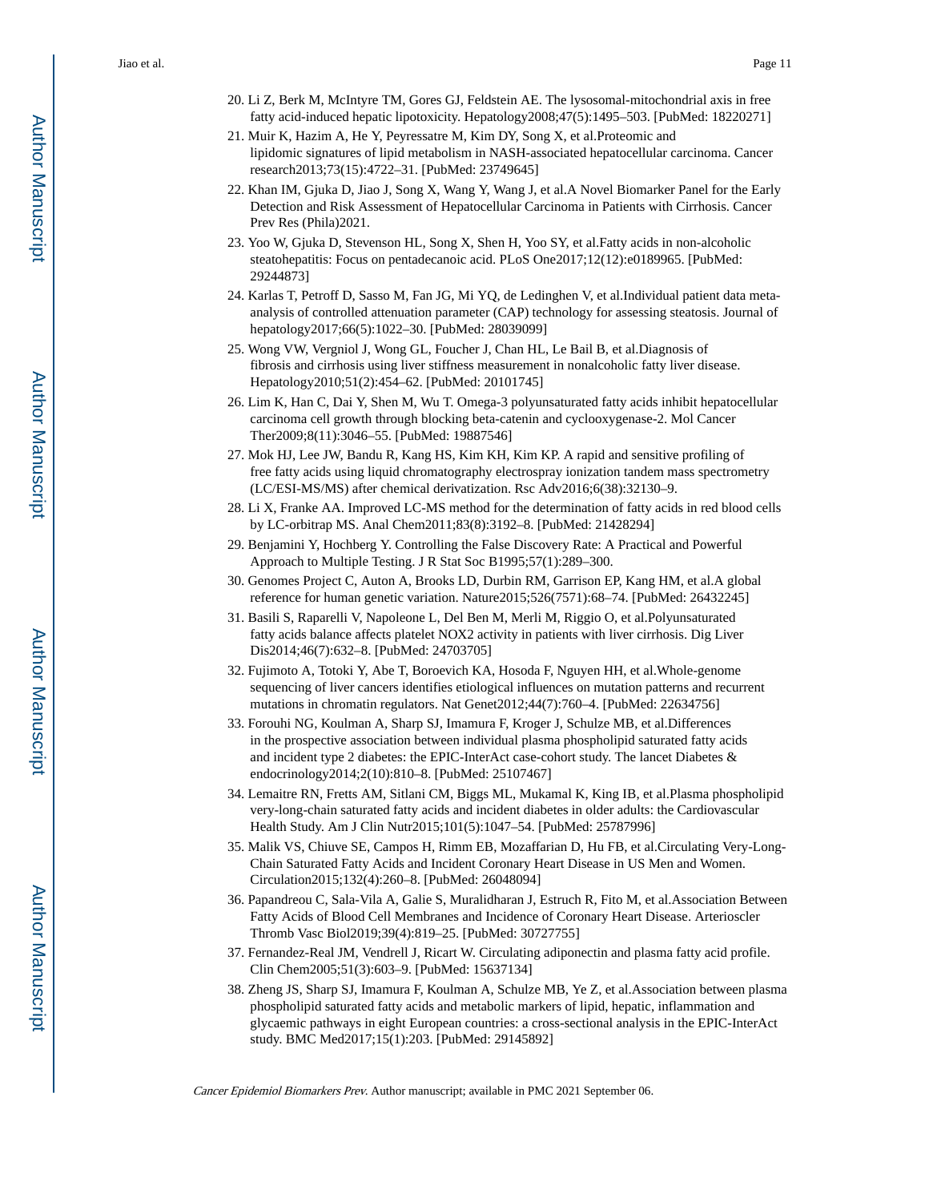20. Li Z, Berk M, McIntyre TM, Gores GJ, Feldstein AE. The lysosomal-mitochondrial axis in free fatty acid-induced hepatic lipotoxicity. Hepatology2008;47(5):1495–503. [PubMed: 18220271]
21. Muir K, Hazim A, He Y, Peyressatre M, Kim DY, Song X, et al.Proteomic and lipidomic signatures of lipid metabolism in NASH-associated hepatocellular carcinoma. Cancer research2013;73(15):4722–31. [PubMed: 23749645]
22. Khan IM, Gjuka D, Jiao J, Song X, Wang Y, Wang J, et al.A Novel Biomarker Panel for the Early Detection and Risk Assessment of Hepatocellular Carcinoma in Patients with Cirrhosis. Cancer Prev Res (Phila)2021.
23. Yoo W, Gjuka D, Stevenson HL, Song X, Shen H, Yoo SY, et al.Fatty acids in non-alcoholic steatohepatitis: Focus on pentadecanoic acid. PLoS One2017;12(12):e0189965. [PubMed: 29244873]
24. Karlas T, Petroff D, Sasso M, Fan JG, Mi YQ, de Ledinghen V, et al.Individual patient data meta-analysis of controlled attenuation parameter (CAP) technology for assessing steatosis. Journal of hepatology2017;66(5):1022–30. [PubMed: 28039099]
25. Wong VW, Vergniol J, Wong GL, Foucher J, Chan HL, Le Bail B, et al.Diagnosis of fibrosis and cirrhosis using liver stiffness measurement in nonalcoholic fatty liver disease. Hepatology2010;51(2):454–62. [PubMed: 20101745]
26. Lim K, Han C, Dai Y, Shen M, Wu T. Omega-3 polyunsaturated fatty acids inhibit hepatocellular carcinoma cell growth through blocking beta-catenin and cyclooxygenase-2. Mol Cancer Ther2009;8(11):3046–55. [PubMed: 19887546]
27. Mok HJ, Lee JW, Bandu R, Kang HS, Kim KH, Kim KP. A rapid and sensitive profiling of free fatty acids using liquid chromatography electrospray ionization tandem mass spectrometry (LC/ESI-MS/MS) after chemical derivatization. Rsc Adv2016;6(38):32130–9.
28. Li X, Franke AA. Improved LC-MS method for the determination of fatty acids in red blood cells by LC-orbitrap MS. Anal Chem2011;83(8):3192–8. [PubMed: 21428294]
29. Benjamini Y, Hochberg Y. Controlling the False Discovery Rate: A Practical and Powerful Approach to Multiple Testing. J R Stat Soc B1995;57(1):289–300.
30. Genomes Project C, Auton A, Brooks LD, Durbin RM, Garrison EP, Kang HM, et al.A global reference for human genetic variation. Nature2015;526(7571):68–74. [PubMed: 26432245]
31. Basili S, Raparelli V, Napoleone L, Del Ben M, Merli M, Riggio O, et al.Polyunsaturated fatty acids balance affects platelet NOX2 activity in patients with liver cirrhosis. Dig Liver Dis2014;46(7):632–8. [PubMed: 24703705]
32. Fujimoto A, Totoki Y, Abe T, Boroevich KA, Hosoda F, Nguyen HH, et al.Whole-genome sequencing of liver cancers identifies etiological influences on mutation patterns and recurrent mutations in chromatin regulators. Nat Genet2012;44(7):760–4. [PubMed: 22634756]
33. Forouhi NG, Koulman A, Sharp SJ, Imamura F, Kroger J, Schulze MB, et al.Differences in the prospective association between individual plasma phospholipid saturated fatty acids and incident type 2 diabetes: the EPIC-InterAct case-cohort study. The lancet Diabetes & endocrinology2014;2(10):810–8. [PubMed: 25107467]
34. Lemaitre RN, Fretts AM, Sitlani CM, Biggs ML, Mukamal K, King IB, et al.Plasma phospholipid very-long-chain saturated fatty acids and incident diabetes in older adults: the Cardiovascular Health Study. Am J Clin Nutr2015;101(5):1047–54. [PubMed: 25787996]
35. Malik VS, Chiuve SE, Campos H, Rimm EB, Mozaffarian D, Hu FB, et al.Circulating Very-Long-Chain Saturated Fatty Acids and Incident Coronary Heart Disease in US Men and Women. Circulation2015;132(4):260–8. [PubMed: 26048094]
36. Papandreou C, Sala-Vila A, Galie S, Muralidharan J, Estruch R, Fito M, et al.Association Between Fatty Acids of Blood Cell Membranes and Incidence of Coronary Heart Disease. Arterioscler Thromb Vasc Biol2019;39(4):819–25. [PubMed: 30727755]
37. Fernandez-Real JM, Vendrell J, Ricart W. Circulating adiponectin and plasma fatty acid profile. Clin Chem2005;51(3):603–9. [PubMed: 15637134]
38. Zheng JS, Sharp SJ, Imamura F, Koulman A, Schulze MB, Ye Z, et al.Association between plasma phospholipid saturated fatty acids and metabolic markers of lipid, hepatic, inflammation and glycaemic pathways in eight European countries: a cross-sectional analysis in the EPIC-InterAct study. BMC Med2017;15(1):203. [PubMed: 29145892]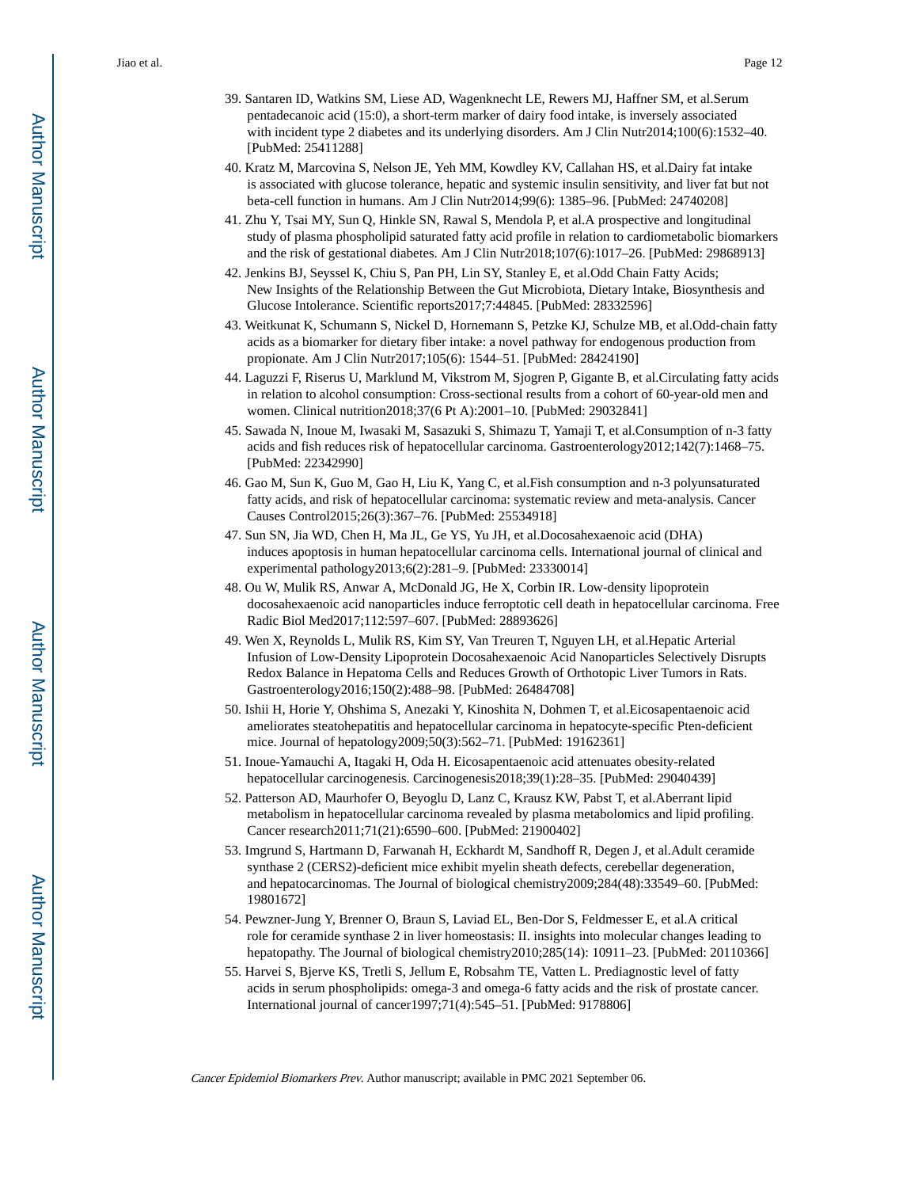39. Santaren ID, Watkins SM, Liese AD, Wagenknecht LE, Rewers MJ, Haffner SM, et al.Serum pentadecanoic acid (15:0), a short-term marker of dairy food intake, is inversely associated with incident type 2 diabetes and its underlying disorders. Am J Clin Nutr2014;100(6):1532–40. [PubMed: 25411288]
40. Kratz M, Marcovina S, Nelson JE, Yeh MM, Kowdley KV, Callahan HS, et al.Dairy fat intake is associated with glucose tolerance, hepatic and systemic insulin sensitivity, and liver fat but not beta-cell function in humans. Am J Clin Nutr2014;99(6): 1385–96. [PubMed: 24740208]
41. Zhu Y, Tsai MY, Sun Q, Hinkle SN, Rawal S, Mendola P, et al.A prospective and longitudinal study of plasma phospholipid saturated fatty acid profile in relation to cardiometabolic biomarkers and the risk of gestational diabetes. Am J Clin Nutr2018;107(6):1017–26. [PubMed: 29868913]
42. Jenkins BJ, Seyssel K, Chiu S, Pan PH, Lin SY, Stanley E, et al.Odd Chain Fatty Acids; New Insights of the Relationship Between the Gut Microbiota, Dietary Intake, Biosynthesis and Glucose Intolerance. Scientific reports2017;7:44845. [PubMed: 28332596]
43. Weitkunat K, Schumann S, Nickel D, Hornemann S, Petzke KJ, Schulze MB, et al.Odd-chain fatty acids as a biomarker for dietary fiber intake: a novel pathway for endogenous production from propionate. Am J Clin Nutr2017;105(6): 1544–51. [PubMed: 28424190]
44. Laguzzi F, Riserus U, Marklund M, Vikstrom M, Sjogren P, Gigante B, et al.Circulating fatty acids in relation to alcohol consumption: Cross-sectional results from a cohort of 60-year-old men and women. Clinical nutrition2018;37(6 Pt A):2001–10. [PubMed: 29032841]
45. Sawada N, Inoue M, Iwasaki M, Sasazuki S, Shimazu T, Yamaji T, et al.Consumption of n-3 fatty acids and fish reduces risk of hepatocellular carcinoma. Gastroenterology2012;142(7):1468–75. [PubMed: 22342990]
46. Gao M, Sun K, Guo M, Gao H, Liu K, Yang C, et al.Fish consumption and n-3 polyunsaturated fatty acids, and risk of hepatocellular carcinoma: systematic review and meta-analysis. Cancer Causes Control2015;26(3):367–76. [PubMed: 25534918]
47. Sun SN, Jia WD, Chen H, Ma JL, Ge YS, Yu JH, et al.Docosahexaenoic acid (DHA) induces apoptosis in human hepatocellular carcinoma cells. International journal of clinical and experimental pathology2013;6(2):281–9. [PubMed: 23330014]
48. Ou W, Mulik RS, Anwar A, McDonald JG, He X, Corbin IR. Low-density lipoprotein docosahexaenoic acid nanoparticles induce ferroptotic cell death in hepatocellular carcinoma. Free Radic Biol Med2017;112:597–607. [PubMed: 28893626]
49. Wen X, Reynolds L, Mulik RS, Kim SY, Van Treuren T, Nguyen LH, et al.Hepatic Arterial Infusion of Low-Density Lipoprotein Docosahexaenoic Acid Nanoparticles Selectively Disrupts Redox Balance in Hepatoma Cells and Reduces Growth of Orthotopic Liver Tumors in Rats. Gastroenterology2016;150(2):488–98. [PubMed: 26484708]
50. Ishii H, Horie Y, Ohshima S, Anezaki Y, Kinoshita N, Dohmen T, et al.Eicosapentaenoic acid ameliorates steatohepatitis and hepatocellular carcinoma in hepatocyte-specific Pten-deficient mice. Journal of hepatology2009;50(3):562–71. [PubMed: 19162361]
51. Inoue-Yamauchi A, Itagaki H, Oda H. Eicosapentaenoic acid attenuates obesity-related hepatocellular carcinogenesis. Carcinogenesis2018;39(1):28–35. [PubMed: 29040439]
52. Patterson AD, Maurhofer O, Beyoglu D, Lanz C, Krausz KW, Pabst T, et al.Aberrant lipid metabolism in hepatocellular carcinoma revealed by plasma metabolomics and lipid profiling. Cancer research2011;71(21):6590–600. [PubMed: 21900402]
53. Imgrund S, Hartmann D, Farwanah H, Eckhardt M, Sandhoff R, Degen J, et al.Adult ceramide synthase 2 (CERS2)-deficient mice exhibit myelin sheath defects, cerebellar degeneration, and hepatocarcinomas. The Journal of biological chemistry2009;284(48):33549–60. [PubMed: 19801672]
54. Pewzner-Jung Y, Brenner O, Braun S, Laviad EL, Ben-Dor S, Feldmesser E, et al.A critical role for ceramide synthase 2 in liver homeostasis: II. insights into molecular changes leading to hepatopathy. The Journal of biological chemistry2010;285(14): 10911–23. [PubMed: 20110366]
55. Harvei S, Bjerve KS, Tretli S, Jellum E, Robsahm TE, Vatten L. Prediagnostic level of fatty acids in serum phospholipids: omega-3 and omega-6 fatty acids and the risk of prostate cancer. International journal of cancer1997;71(4):545–51. [PubMed: 9178806]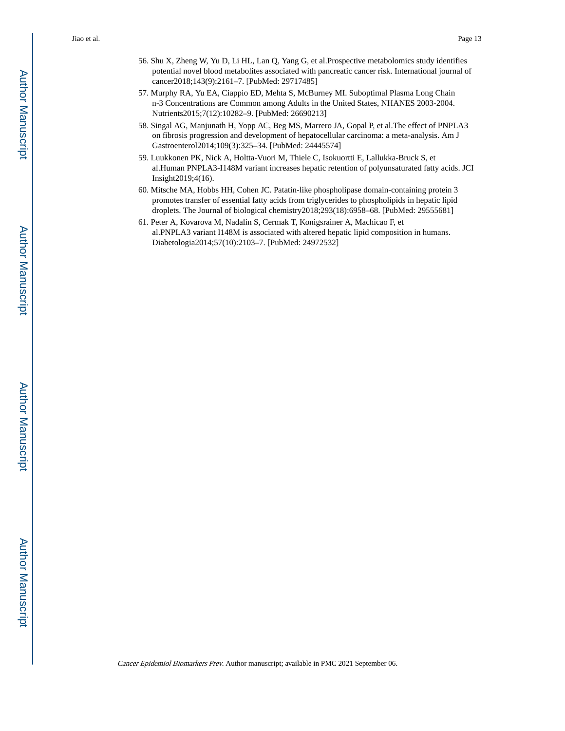56. Shu X, Zheng W, Yu D, Li HL, Lan Q, Yang G, et al.Prospective metabolomics study identifies potential novel blood metabolites associated with pancreatic cancer risk. International journal of cancer2018;143(9):2161–7. [PubMed: 29717485]
57. Murphy RA, Yu EA, Ciappio ED, Mehta S, McBurney MI. Suboptimal Plasma Long Chain n-3 Concentrations are Common among Adults in the United States, NHANES 2003-2004. Nutrients2015;7(12):10282–9. [PubMed: 26690213]
58. Singal AG, Manjunath H, Yopp AC, Beg MS, Marrero JA, Gopal P, et al.The effect of PNPLA3 on fibrosis progression and development of hepatocellular carcinoma: a meta-analysis. Am J Gastroenterol2014;109(3):325–34. [PubMed: 24445574]
59. Luukkonen PK, Nick A, Holtta-Vuori M, Thiele C, Isokuortti E, Lallukka-Bruck S, et al.Human PNPLA3-I148M variant increases hepatic retention of polyunsaturated fatty acids. JCI Insight2019;4(16).
60. Mitsche MA, Hobbs HH, Cohen JC. Patatin-like phospholipase domain-containing protein 3 promotes transfer of essential fatty acids from triglycerides to phospholipids in hepatic lipid droplets. The Journal of biological chemistry2018;293(18):6958–68. [PubMed: 29555681]
61. Peter A, Kovarova M, Nadalin S, Cermak T, Konigsrainer A, Machicao F, et al.PNPLA3 variant I148M is associated with altered hepatic lipid composition in humans. Diabetologia2014;57(10):2103–7. [PubMed: 24972532]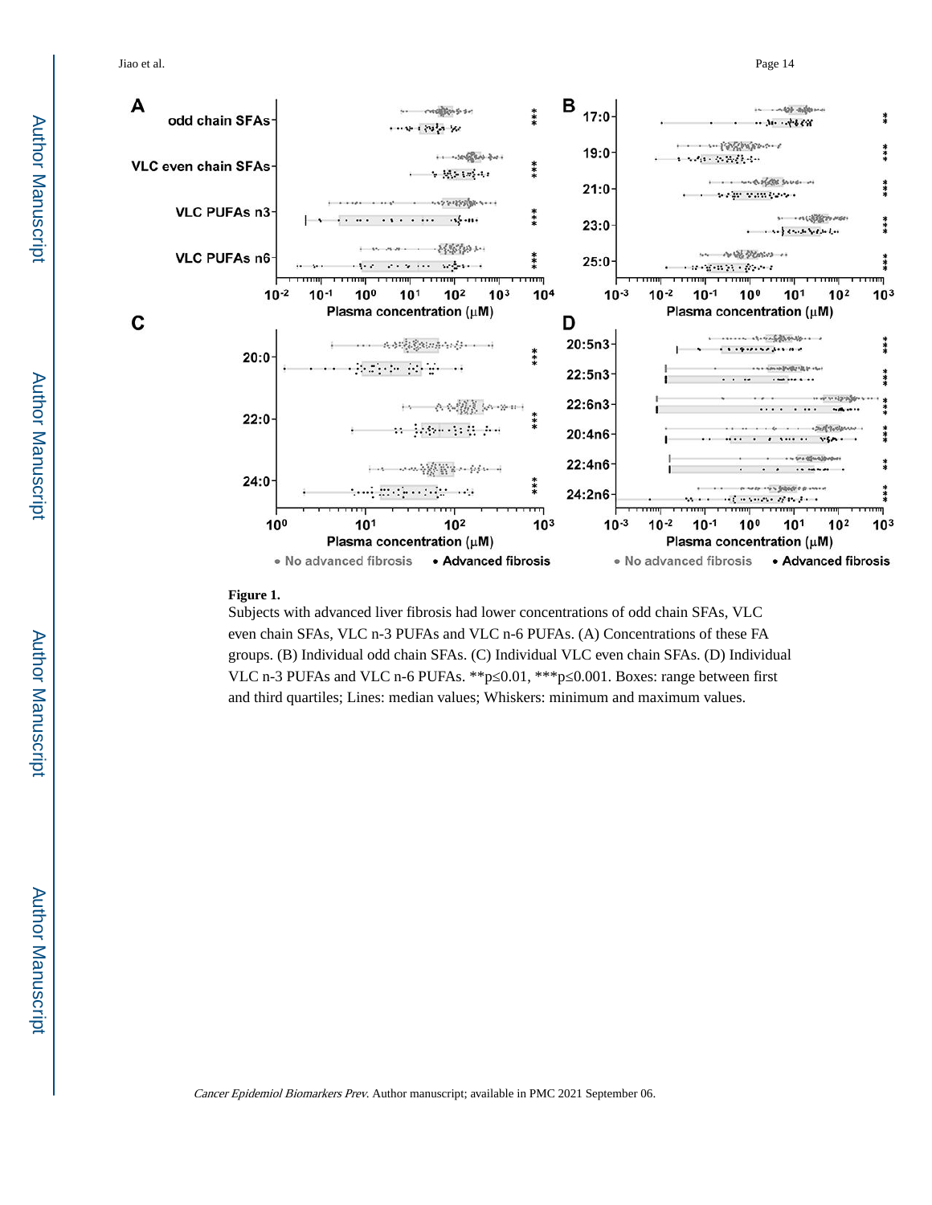**Figure 1.**

Subjects with advanced liver fibrosis had lower concentrations of odd chain SFAs, VLC even chain SFAs, VLC n-3 PUFAs and VLC n-6 PUFAs. (A) Concentrations of these FA groups. (B) Individual odd chain SFAs. (C) Individual VLC even chain SFAs. (D) Individual VLC n-3 PUFAs and VLC n-6 PUFAs. **p≤0.01, ***p≤0.001. Boxes: range between first and third quartiles; Lines: median values; Whiskers: minimum and maximum values.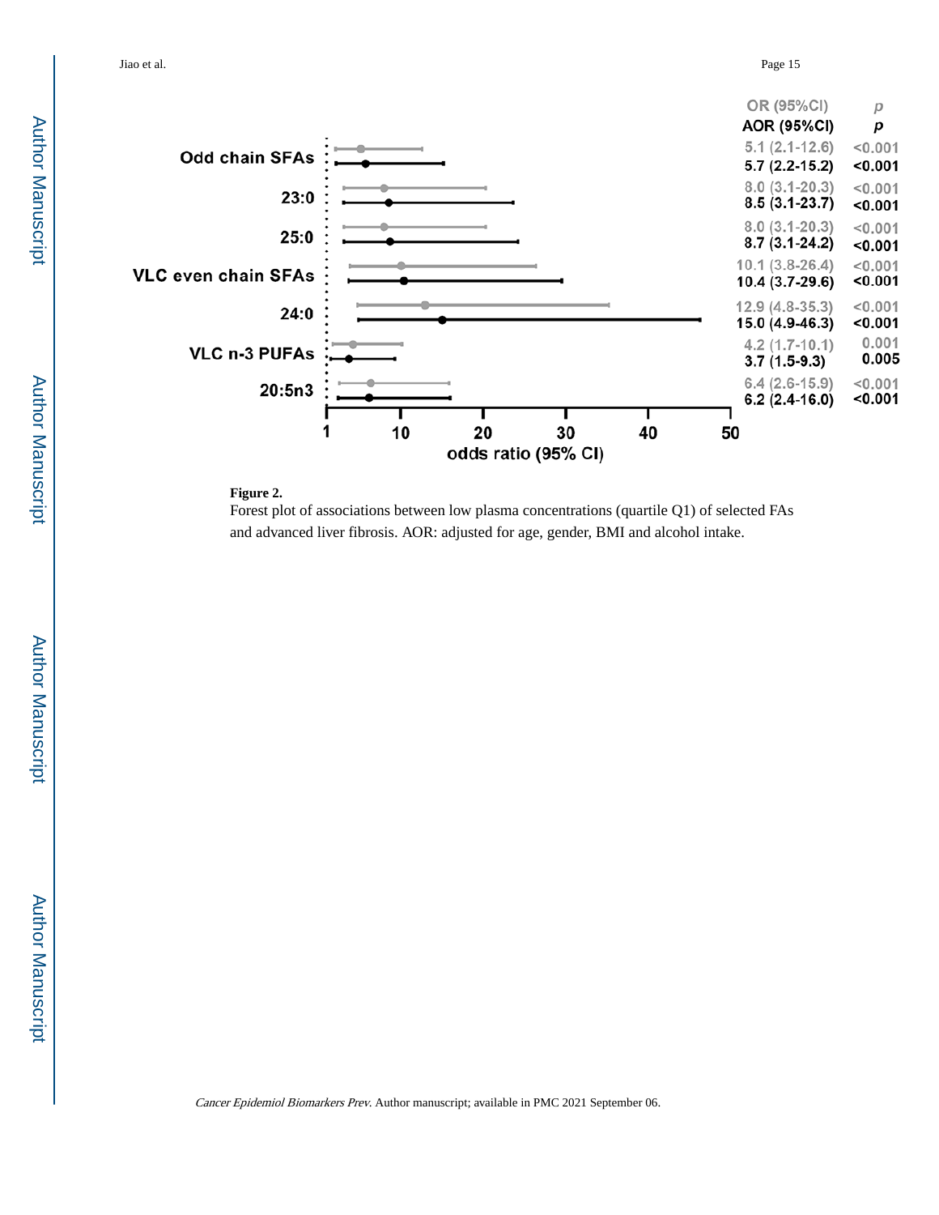| | OR (95%CI) | p | AOR (95%CI) | p |
|---|---|---|---|---|
| Odd chain SFAs | 5.1 (2.1-12.6) | <0.001 | 5.7 (2.2-15.2) | <0.001 |
| 23:0 | 8.0 (3.1-20.3) | <0.001 | 8.5 (3.1-23.7) | <0.001 |
| 25:0 | 8.0 (3.1-20.3) | <0.001 | 8.7 (3.1-24.2) | <0.001 |
| VLC even chain SFAs | 10.1 (3.8-26.4) | <0.001 | 10.4 (3.7-29.6) | <0.001 |
| 24:0 | 12.9 (4.8-35.3) | <0.001 | 15.0 (4.9-46.3) | <0.001 |
| VLC n-3 PUFAs | 4.2 (1.7-10.1) | 0.001 | 3.7 (1.5-9.3) | 0.005 |
| 20:5n3 | 6.4 (2.6-15.9) | <0.001 | 6.2 (2.4-16.0) | <0.001 |

**Figure 2.**

Forest plot of associations between low plasma concentrations (quartile Q1) of selected FAs and advanced liver fibrosis. AOR: adjusted for age, gender, BMI and alcohol intake.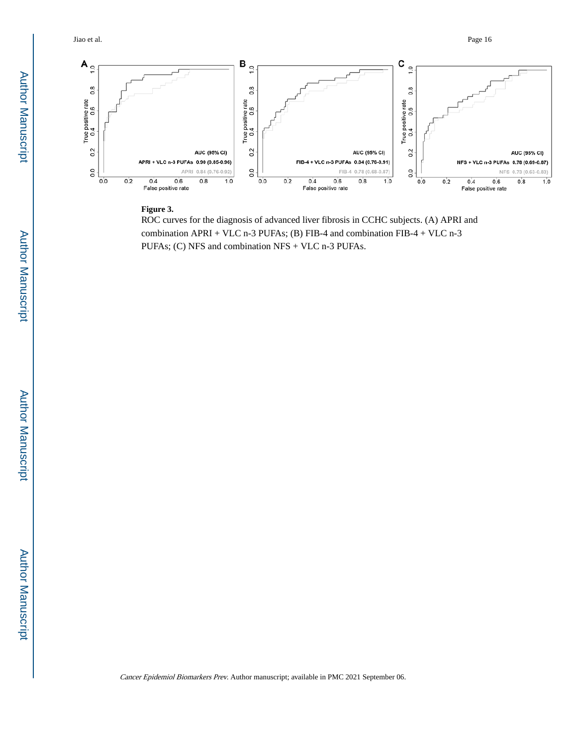**Figure 3.**

ROC curves for the diagnosis of advanced liver fibrosis in CCHC subjects. (A) APRI and combination APRI + VLC n-3 PUFAs; (B) FIB-4 and combination FIB-4 + VLC n-3 PUFAs; (C) NFS and combination NFS + VLC n-3 PUFAs.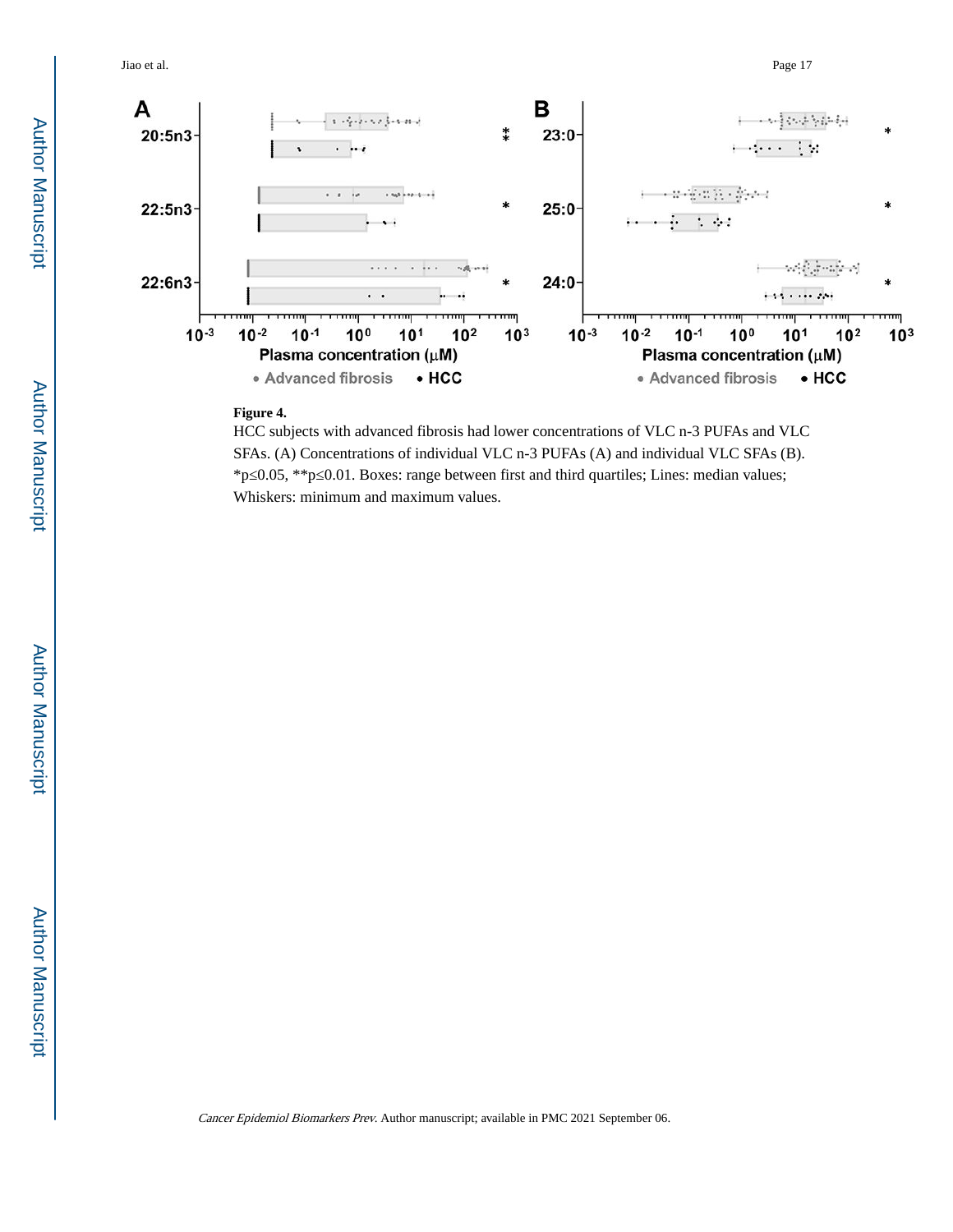**Figure 4.**

HCC subjects with advanced fibrosis had lower concentrations of VLC n-3 PUFAs and VLC SFAs. (A) Concentrations of individual VLC n-3 PUFAs (A) and individual VLC SFAs (B). *p≤0.05, **p≤0.01. Boxes: range between first and third quartiles; Lines: median values; Whiskers: minimum and maximum values.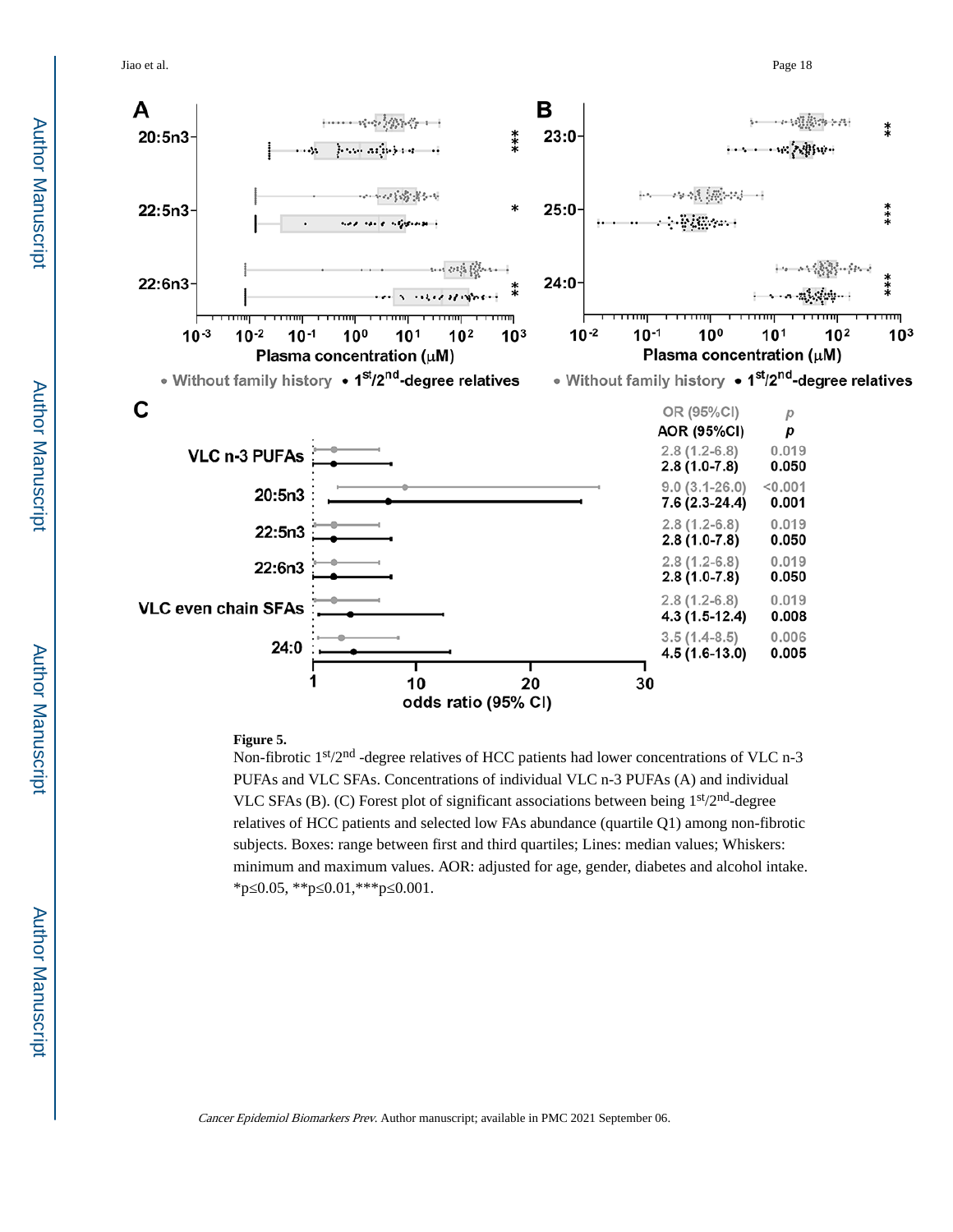**Figure 5.**

Non-fibrotic 1st/2nd -degree relatives of HCC patients had lower concentrations of VLC n-3 PUFAs and VLC SFAs. Concentrations of individual VLC n-3 PUFAs (A) and individual VLC SFAs (B). (C) Forest plot of significant associations between being 1st/2nd-degree relatives of HCC patients and selected low FAs abundance (quartile Q1) among non-fibrotic subjects. Boxes: range between first and third quartiles; Lines: median values; Whiskers: minimum and maximum values. AOR: adjusted for age, gender, diabetes and alcohol intake. *p≤0.05, **p≤0.01,***p≤0.001.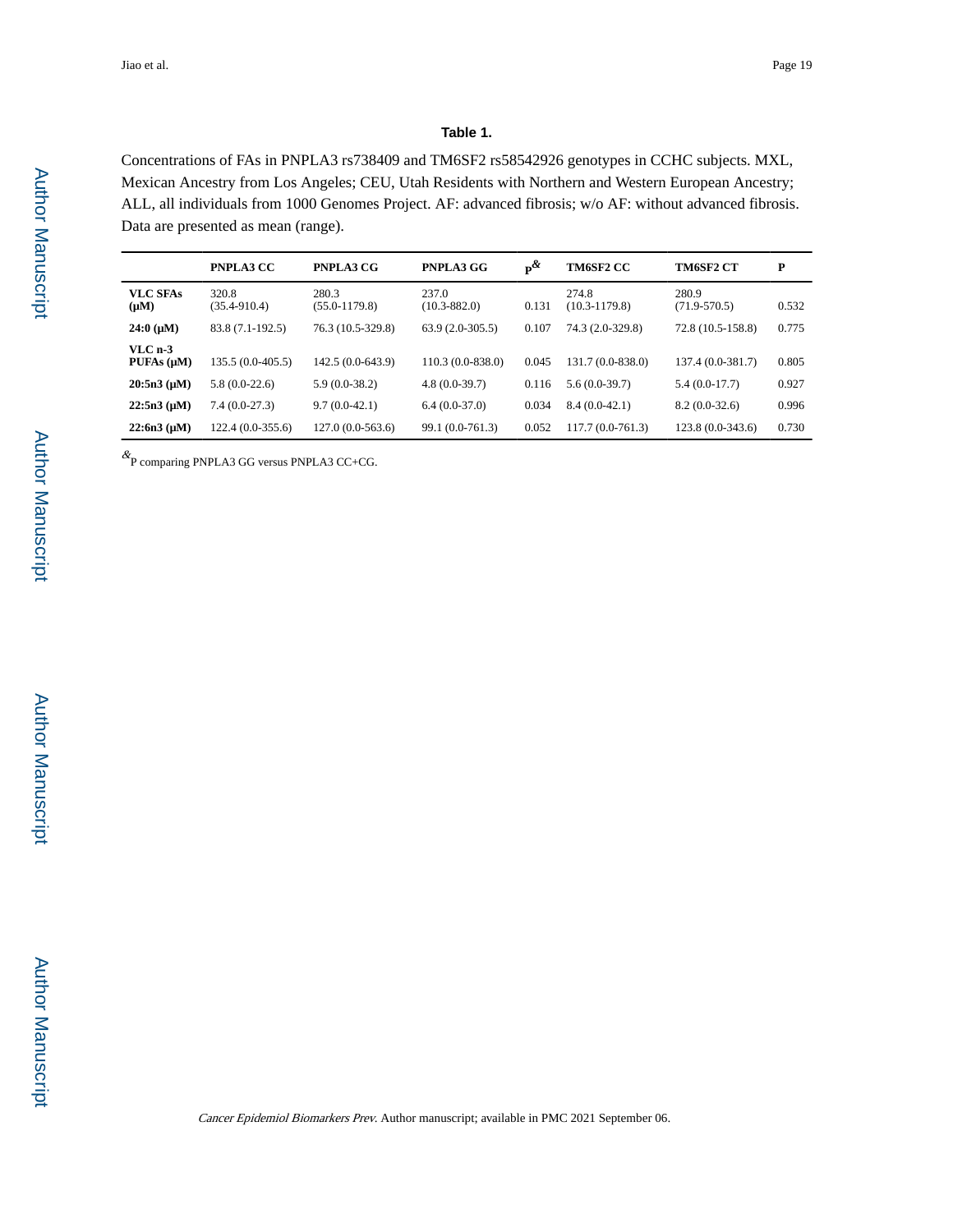**Table 1.**

Concentrations of FAs in PNPLA3 rs738409 and TM6SF2 rs58542926 genotypes in CCHC subjects. MXL, Mexican Ancestry from Los Angeles; CEU, Utah Residents with Northern and Western European Ancestry; ALL, all individuals from 1000 Genomes Project. AF: advanced fibrosis; w/o AF: without advanced fibrosis. Data are presented as mean (range).

| | PNPLA3 CC | PNPLA3 CG | PNPLA3 GG | P[&] | TM6SF2 CC | TM6SF2 CT | P |
|---|---|---|---|---|---|---|---|
| **VLC SFAs (μM)** | 320.8 (35.4-910.4) | 280.3 (55.0-1179.8) | 237.0 (10.3-882.0) | 0.131 | 274.8 (10.3-1179.8) | 280.9 (71.9-570.5) | 0.532 |
| **24:0 (μM)** | 83.8 (7.1-192.5) | 76.3 (10.5-329.8) | 63.9 (2.0-305.5) | 0.107 | 74.3 (2.0-329.8) | 72.8 (10.5-158.8) | 0.775 |
| **VLC n-3 PUFAs (μM)** | 135.5 (0.0-405.5) | 142.5 (0.0-643.9) | 110.3 (0.0-838.0) | 0.045 | 131.7 (0.0-838.0) | 137.4 (0.0-381.7) | 0.805 |
| **20:5n3 (μM)** | 5.8 (0.0-22.6) | 5.9 (0.0-38.2) | 4.8 (0.0-39.7) | 0.116 | 5.6 (0.0-39.7) | 5.4 (0.0-17.7) | 0.927 |
| **22:5n3 (μM)** | 7.4 (0.0-27.3) | 9.7 (0.0-42.1) | 6.4 (0.0-37.0) | 0.034 | 8.4 (0.0-42.1) | 8.2 (0.0-32.6) | 0.996 |
| **22:6n3 (μM)** | 122.4 (0.0-355.6) | 127.0 (0.0-563.6) | 99.1 (0.0-761.3) | 0.052 | 117.7 (0.0-761.3) | 123.8 (0.0-343.6) | 0.730 |

[&] P comparing PNPLA3 GG versus PNPLA3 CC+CG.